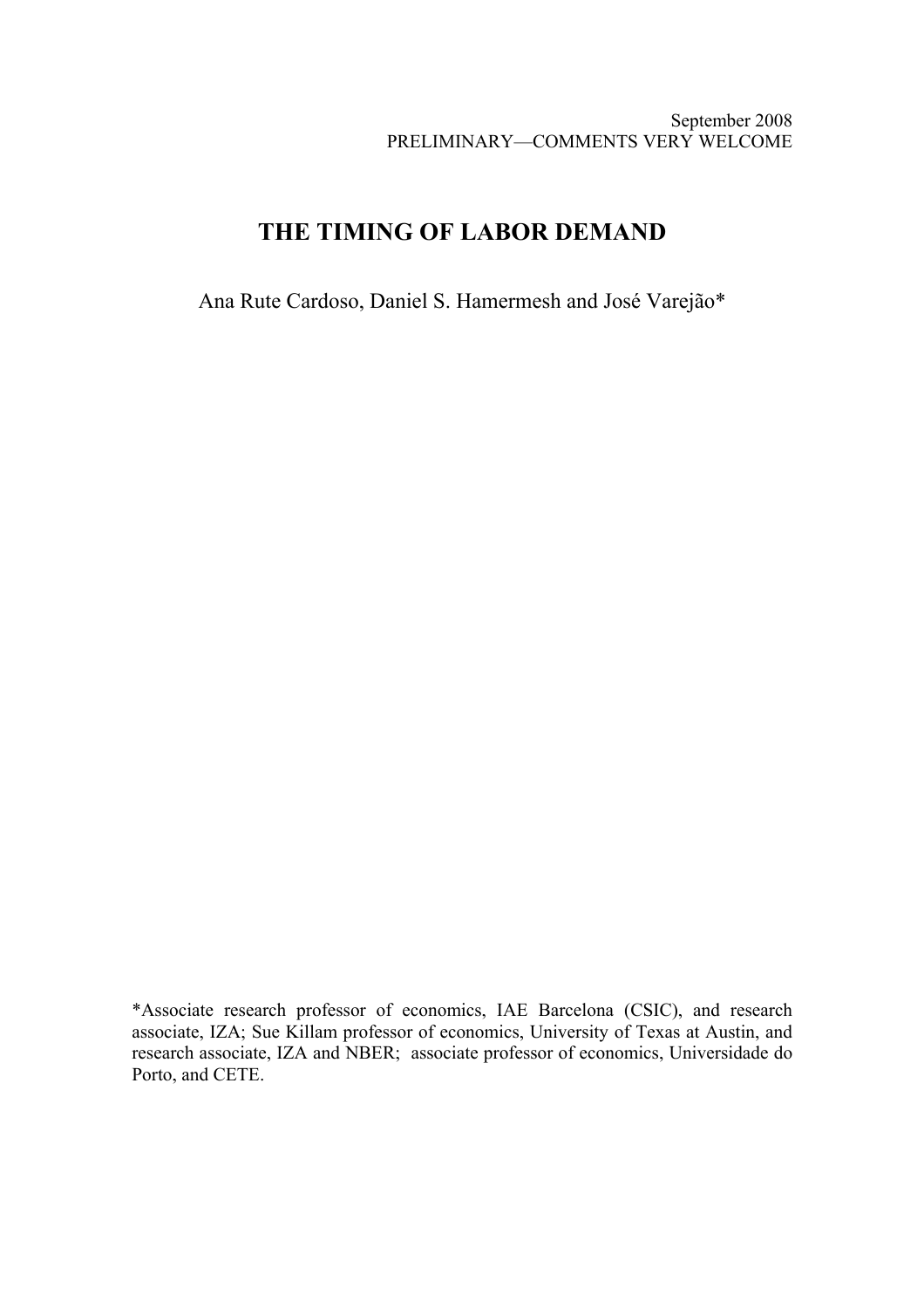September 2008
PRELIMINARY—COMMENTS VERY WELCOME

# THE TIMING OF LABOR DEMAND

Ana Rute Cardoso, Daniel S. Hamermesh and José Varejão*

*Associate research professor of economics, IAE Barcelona (CSIC), and research associate, IZA; Sue Killam professor of economics, University of Texas at Austin, and research associate, IZA and NBER; associate professor of economics, Universidade do Porto, and CETE.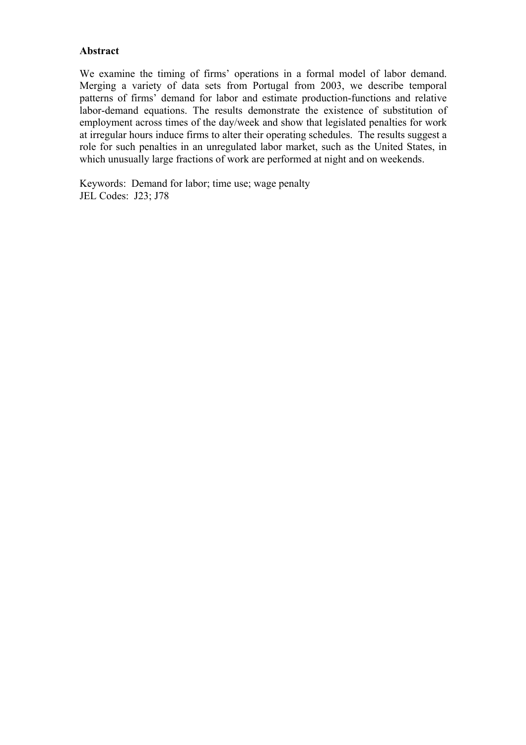**Abstract**

We examine the timing of firms' operations in a formal model of labor demand. Merging a variety of data sets from Portugal from 2003, we describe temporal patterns of firms' demand for labor and estimate production-functions and relative labor-demand equations. The results demonstrate the existence of substitution of employment across times of the day/week and show that legislated penalties for work at irregular hours induce firms to alter their operating schedules. The results suggest a role for such penalties in an unregulated labor market, such as the United States, in which unusually large fractions of work are performed at night and on weekends.

Keywords: Demand for labor; time use; wage penalty
JEL Codes: J23; J78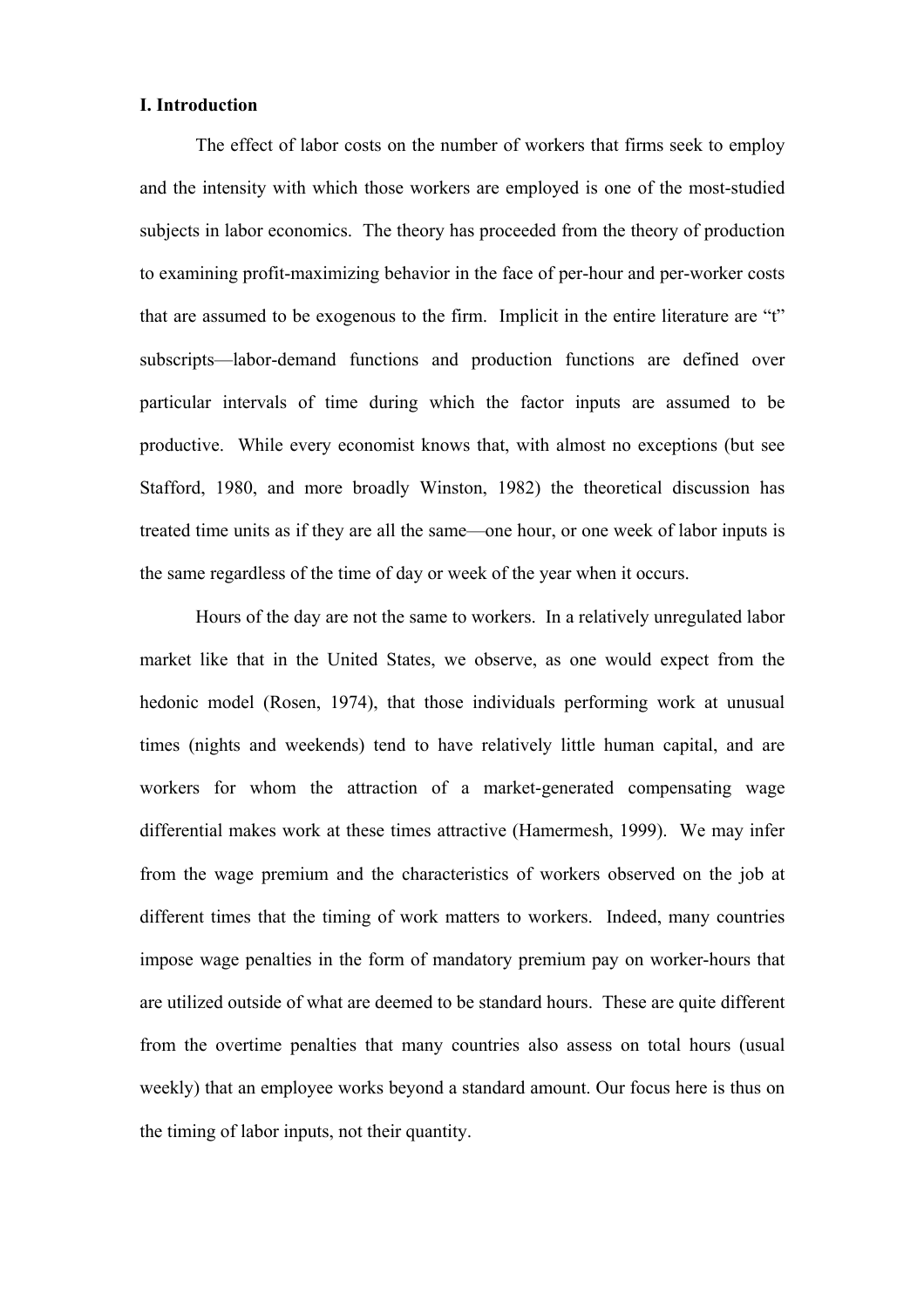**I. Introduction**

The effect of labor costs on the number of workers that firms seek to employ and the intensity with which those workers are employed is one of the most-studied subjects in labor economics. The theory has proceeded from the theory of production to examining profit-maximizing behavior in the face of per-hour and per-worker costs that are assumed to be exogenous to the firm. Implicit in the entire literature are "t" subscripts—labor-demand functions and production functions are defined over particular intervals of time during which the factor inputs are assumed to be productive. While every economist knows that, with almost no exceptions (but see Stafford, 1980, and more broadly Winston, 1982) the theoretical discussion has treated time units as if they are all the same—one hour, or one week of labor inputs is the same regardless of the time of day or week of the year when it occurs.

Hours of the day are not the same to workers. In a relatively unregulated labor market like that in the United States, we observe, as one would expect from the hedonic model (Rosen, 1974), that those individuals performing work at unusual times (nights and weekends) tend to have relatively little human capital, and are workers for whom the attraction of a market-generated compensating wage differential makes work at these times attractive (Hamermesh, 1999). We may infer from the wage premium and the characteristics of workers observed on the job at different times that the timing of work matters to workers. Indeed, many countries impose wage penalties in the form of mandatory premium pay on worker-hours that are utilized outside of what are deemed to be standard hours. These are quite different from the overtime penalties that many countries also assess on total hours (usual weekly) that an employee works beyond a standard amount. Our focus here is thus on the timing of labor inputs, not their quantity.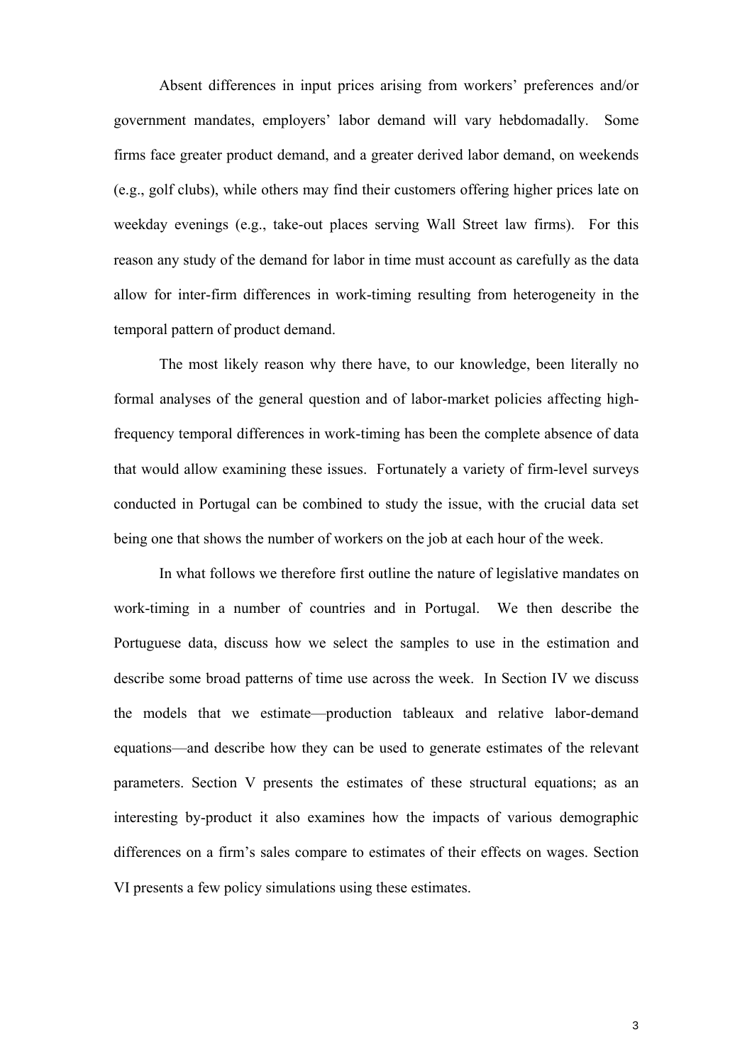Absent differences in input prices arising from workers' preferences and/or government mandates, employers' labor demand will vary hebdomadally. Some firms face greater product demand, and a greater derived labor demand, on weekends (e.g., golf clubs), while others may find their customers offering higher prices late on weekday evenings (e.g., take-out places serving Wall Street law firms). For this reason any study of the demand for labor in time must account as carefully as the data allow for inter-firm differences in work-timing resulting from heterogeneity in the temporal pattern of product demand.

The most likely reason why there have, to our knowledge, been literally no formal analyses of the general question and of labor-market policies affecting high-frequency temporal differences in work-timing has been the complete absence of data that would allow examining these issues. Fortunately a variety of firm-level surveys conducted in Portugal can be combined to study the issue, with the crucial data set being one that shows the number of workers on the job at each hour of the week.

In what follows we therefore first outline the nature of legislative mandates on work-timing in a number of countries and in Portugal. We then describe the Portuguese data, discuss how we select the samples to use in the estimation and describe some broad patterns of time use across the week. In Section IV we discuss the models that we estimate—production tableaux and relative labor-demand equations—and describe how they can be used to generate estimates of the relevant parameters. Section V presents the estimates of these structural equations; as an interesting by-product it also examines how the impacts of various demographic differences on a firm's sales compare to estimates of their effects on wages. Section VI presents a few policy simulations using these estimates.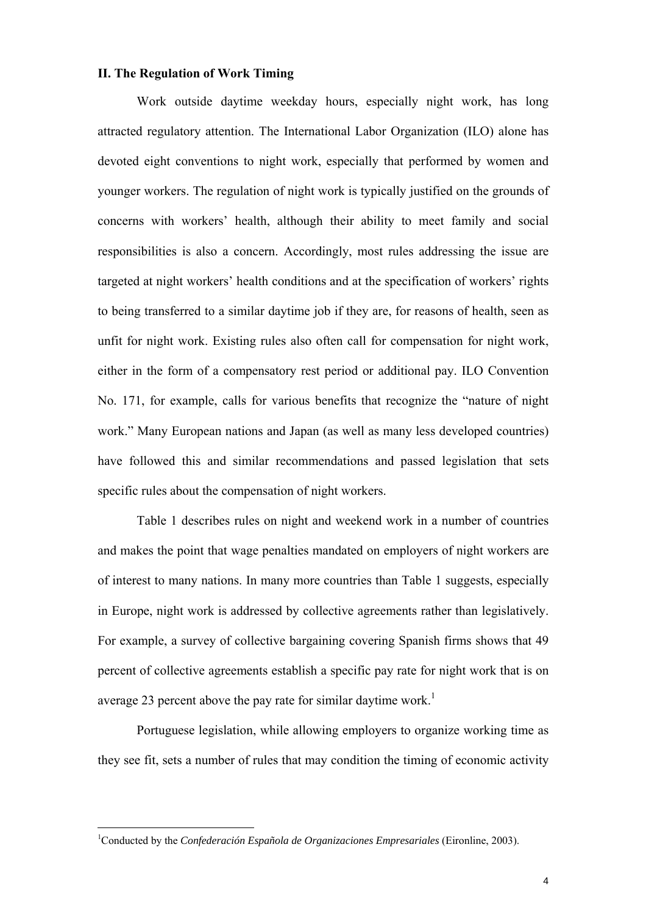## II. The Regulation of Work Timing

Work outside daytime weekday hours, especially night work, has long attracted regulatory attention. The International Labor Organization (ILO) alone has devoted eight conventions to night work, especially that performed by women and younger workers. The regulation of night work is typically justified on the grounds of concerns with workers' health, although their ability to meet family and social responsibilities is also a concern. Accordingly, most rules addressing the issue are targeted at night workers' health conditions and at the specification of workers' rights to being transferred to a similar daytime job if they are, for reasons of health, seen as unfit for night work. Existing rules also often call for compensation for night work, either in the form of a compensatory rest period or additional pay. ILO Convention No. 171, for example, calls for various benefits that recognize the "nature of night work." Many European nations and Japan (as well as many less developed countries) have followed this and similar recommendations and passed legislation that sets specific rules about the compensation of night workers.

Table 1 describes rules on night and weekend work in a number of countries and makes the point that wage penalties mandated on employers of night workers are of interest to many nations. In many more countries than Table 1 suggests, especially in Europe, night work is addressed by collective agreements rather than legislatively. For example, a survey of collective bargaining covering Spanish firms shows that 49 percent of collective agreements establish a specific pay rate for night work that is on average 23 percent above the pay rate for similar daytime work.[1]

Portuguese legislation, while allowing employers to organize working time as they see fit, sets a number of rules that may condition the timing of economic activity

[1] Conducted by the *Confederación Española de Organizaciones Empresariales* (Eironline, 2003).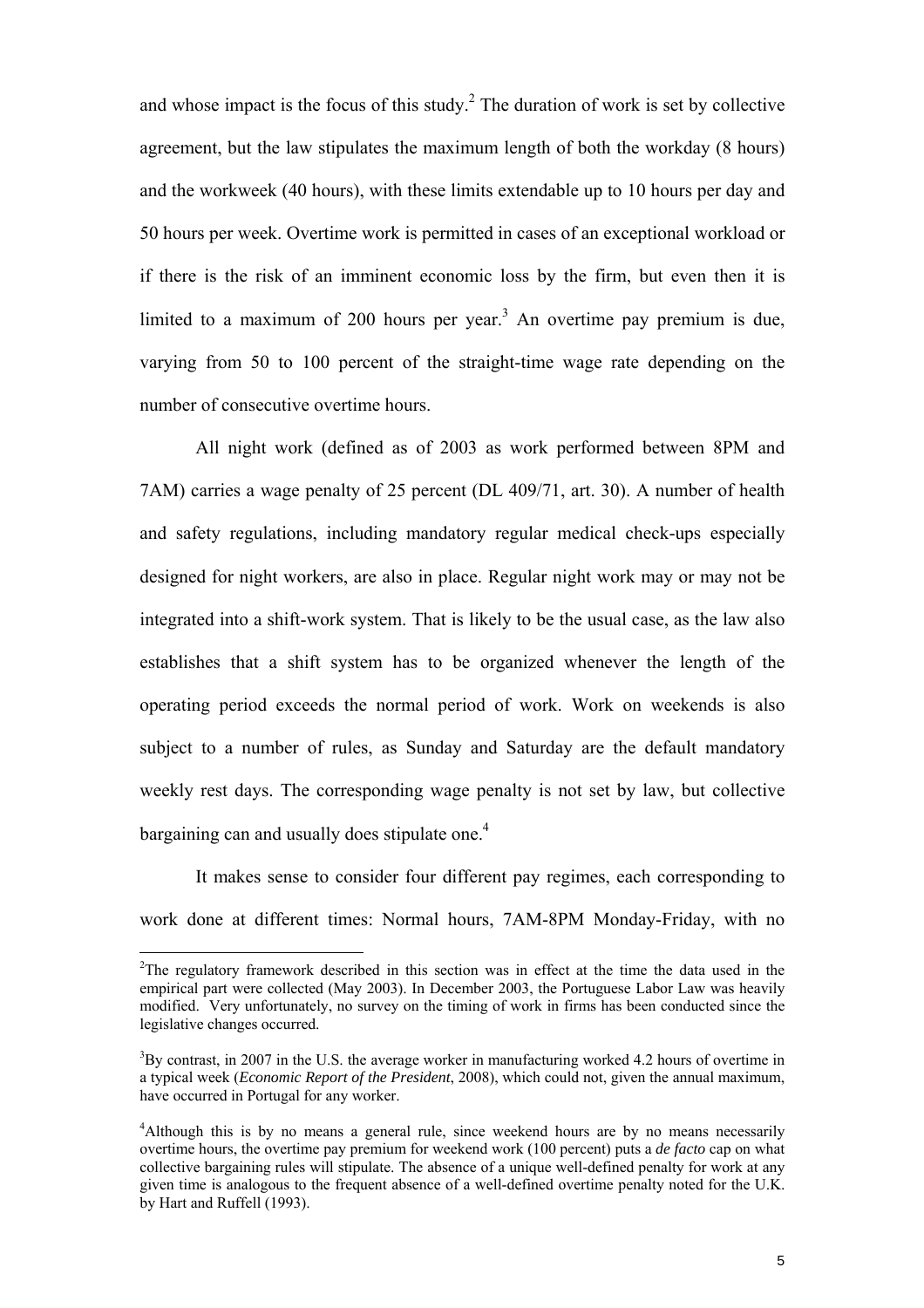and whose impact is the focus of this study.[2] The duration of work is set by collective agreement, but the law stipulates the maximum length of both the workday (8 hours) and the workweek (40 hours), with these limits extendable up to 10 hours per day and 50 hours per week. Overtime work is permitted in cases of an exceptional workload or if there is the risk of an imminent economic loss by the firm, but even then it is limited to a maximum of 200 hours per year.[3] An overtime pay premium is due, varying from 50 to 100 percent of the straight-time wage rate depending on the number of consecutive overtime hours.

All night work (defined as of 2003 as work performed between 8PM and 7AM) carries a wage penalty of 25 percent (DL 409/71, art. 30). A number of health and safety regulations, including mandatory regular medical check-ups especially designed for night workers, are also in place. Regular night work may or may not be integrated into a shift-work system. That is likely to be the usual case, as the law also establishes that a shift system has to be organized whenever the length of the operating period exceeds the normal period of work. Work on weekends is also subject to a number of rules, as Sunday and Saturday are the default mandatory weekly rest days. The corresponding wage penalty is not set by law, but collective bargaining can and usually does stipulate one.[4]

It makes sense to consider four different pay regimes, each corresponding to work done at different times: Normal hours, 7AM-8PM Monday-Friday, with no

---

[2]The regulatory framework described in this section was in effect at the time the data used in the empirical part were collected (May 2003). In December 2003, the Portuguese Labor Law was heavily modified. Very unfortunately, no survey on the timing of work in firms has been conducted since the legislative changes occurred.

[3]By contrast, in 2007 in the U.S. the average worker in manufacturing worked 4.2 hours of overtime in a typical week (*Economic Report of the President*, 2008), which could not, given the annual maximum, have occurred in Portugal for any worker.

[4]Although this is by no means a general rule, since weekend hours are by no means necessarily overtime hours, the overtime pay premium for weekend work (100 percent) puts a *de facto* cap on what collective bargaining rules will stipulate. The absence of a unique well-defined penalty for work at any given time is analogous to the frequent absence of a well-defined overtime penalty noted for the U.K. by Hart and Ruffell (1993).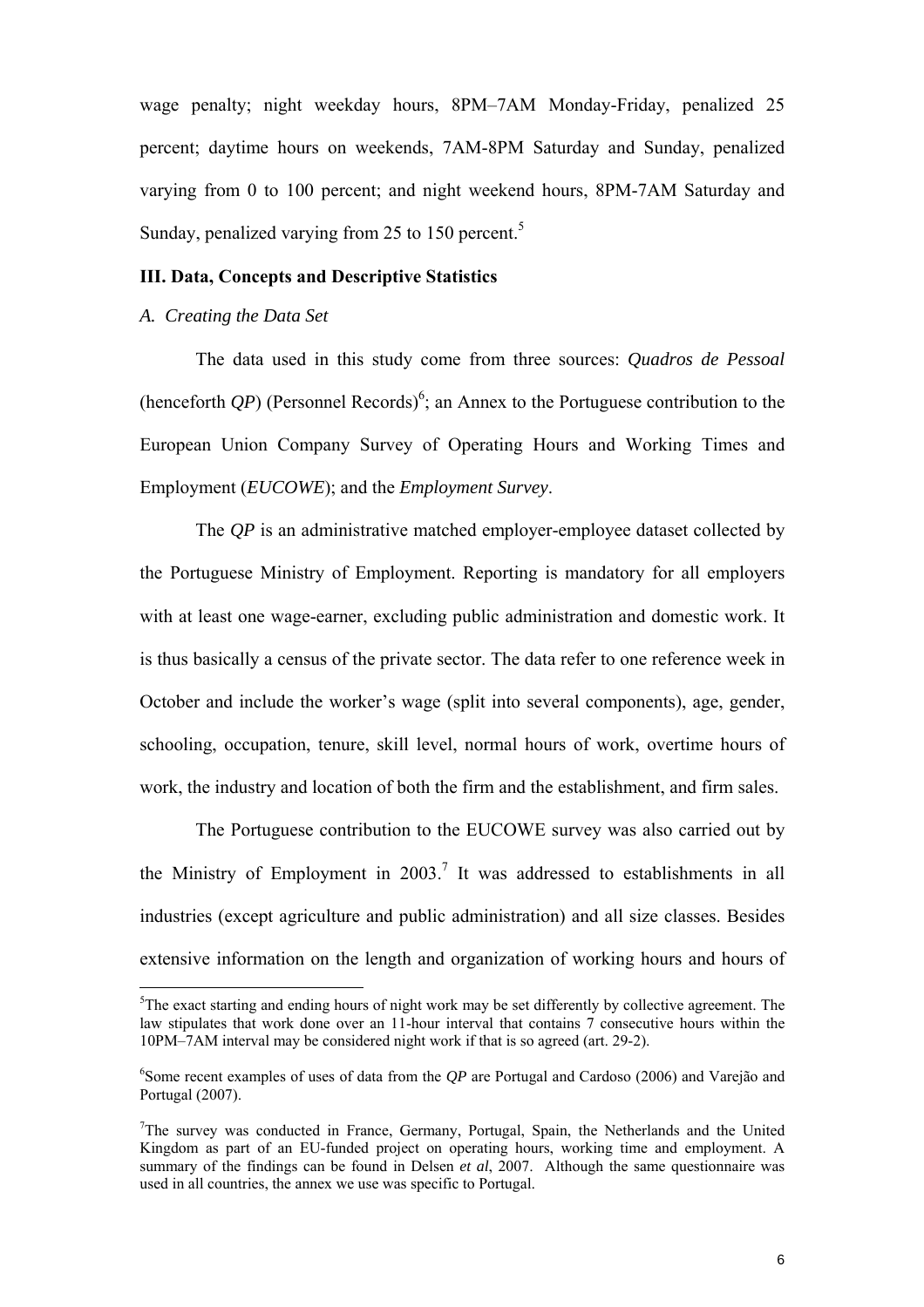wage penalty; night weekday hours, 8PM–7AM Monday-Friday, penalized 25 percent; daytime hours on weekends, 7AM-8PM Saturday and Sunday, penalized varying from 0 to 100 percent; and night weekend hours, 8PM-7AM Saturday and Sunday, penalized varying from 25 to 150 percent.[5]

## III. Data, Concepts and Descriptive Statistics

### *A. Creating the Data Set*

The data used in this study come from three sources: *Quadros de Pessoal* (henceforth *QP*) (Personnel Records)[6]; an Annex to the Portuguese contribution to the European Union Company Survey of Operating Hours and Working Times and Employment (*EUCOWE*); and the *Employment Survey*.

The *QP* is an administrative matched employer-employee dataset collected by the Portuguese Ministry of Employment. Reporting is mandatory for all employers with at least one wage-earner, excluding public administration and domestic work. It is thus basically a census of the private sector. The data refer to one reference week in October and include the worker's wage (split into several components), age, gender, schooling, occupation, tenure, skill level, normal hours of work, overtime hours of work, the industry and location of both the firm and the establishment, and firm sales.

The Portuguese contribution to the EUCOWE survey was also carried out by the Ministry of Employment in 2003.[7] It was addressed to establishments in all industries (except agriculture and public administration) and all size classes. Besides extensive information on the length and organization of working hours and hours of

---

[5]The exact starting and ending hours of night work may be set differently by collective agreement. The law stipulates that work done over an 11-hour interval that contains 7 consecutive hours within the 10PM–7AM interval may be considered night work if that is so agreed (art. 29-2).

[6]Some recent examples of uses of data from the *QP* are Portugal and Cardoso (2006) and Varejão and Portugal (2007).

[7]The survey was conducted in France, Germany, Portugal, Spain, the Netherlands and the United Kingdom as part of an EU-funded project on operating hours, working time and employment. A summary of the findings can be found in Delsen *et al*, 2007. Although the same questionnaire was used in all countries, the annex we use was specific to Portugal.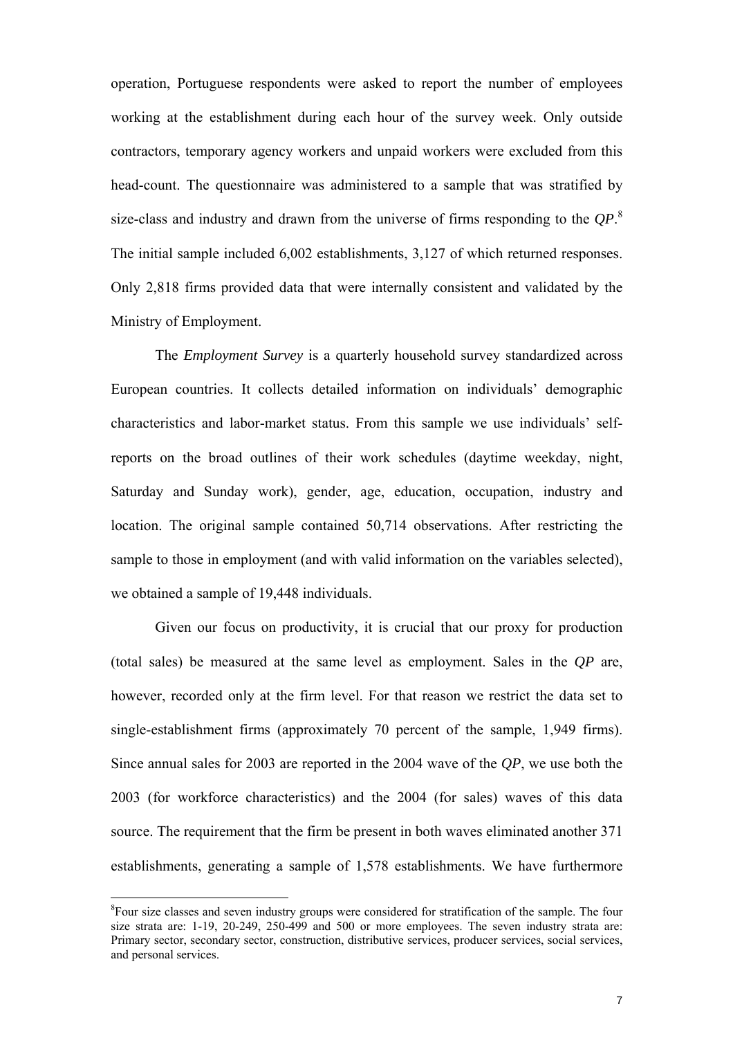operation, Portuguese respondents were asked to report the number of employees working at the establishment during each hour of the survey week. Only outside contractors, temporary agency workers and unpaid workers were excluded from this head-count. The questionnaire was administered to a sample that was stratified by size-class and industry and drawn from the universe of firms responding to the *QP*.[8] The initial sample included 6,002 establishments, 3,127 of which returned responses. Only 2,818 firms provided data that were internally consistent and validated by the Ministry of Employment.

The *Employment Survey* is a quarterly household survey standardized across European countries. It collects detailed information on individuals' demographic characteristics and labor-market status. From this sample we use individuals' self-reports on the broad outlines of their work schedules (daytime weekday, night, Saturday and Sunday work), gender, age, education, occupation, industry and location. The original sample contained 50,714 observations. After restricting the sample to those in employment (and with valid information on the variables selected), we obtained a sample of 19,448 individuals.

Given our focus on productivity, it is crucial that our proxy for production (total sales) be measured at the same level as employment. Sales in the *QP* are, however, recorded only at the firm level. For that reason we restrict the data set to single-establishment firms (approximately 70 percent of the sample, 1,949 firms). Since annual sales for 2003 are reported in the 2004 wave of the *QP*, we use both the 2003 (for workforce characteristics) and the 2004 (for sales) waves of this data source. The requirement that the firm be present in both waves eliminated another 371 establishments, generating a sample of 1,578 establishments. We have furthermore

[8] Four size classes and seven industry groups were considered for stratification of the sample. The four size strata are: 1-19, 20-249, 250-499 and 500 or more employees. The seven industry strata are: Primary sector, secondary sector, construction, distributive services, producer services, social services, and personal services.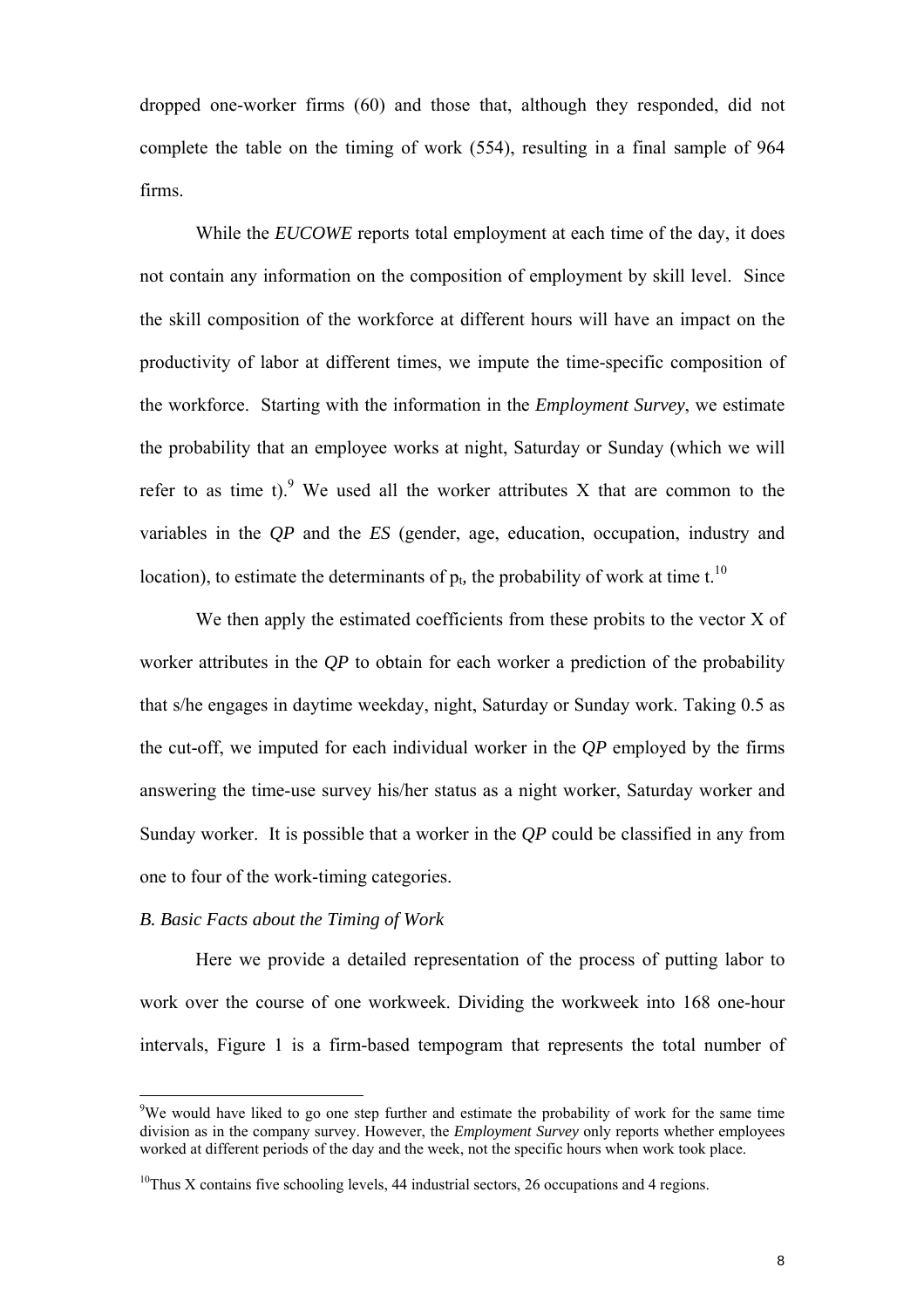dropped one-worker firms (60) and those that, although they responded, did not complete the table on the timing of work (554), resulting in a final sample of 964 firms.

While the *EUCOWE* reports total employment at each time of the day, it does not contain any information on the composition of employment by skill level. Since the skill composition of the workforce at different hours will have an impact on the productivity of labor at different times, we impute the time-specific composition of the workforce. Starting with the information in the *Employment Survey*, we estimate the probability that an employee works at night, Saturday or Sunday (which we will refer to as time t).[9] We used all the worker attributes X that are common to the variables in the *QP* and the *ES* (gender, age, education, occupation, industry and location), to estimate the determinants of $p_t$, the probability of work at time t.[10]

We then apply the estimated coefficients from these probits to the vector X of worker attributes in the *QP* to obtain for each worker a prediction of the probability that s/he engages in daytime weekday, night, Saturday or Sunday work. Taking 0.5 as the cut-off, we imputed for each individual worker in the *QP* employed by the firms answering the time-use survey his/her status as a night worker, Saturday worker and Sunday worker. It is possible that a worker in the *QP* could be classified in any from one to four of the work-timing categories.

### *B. Basic Facts about the Timing of Work*

Here we provide a detailed representation of the process of putting labor to work over the course of one workweek. Dividing the workweek into 168 one-hour intervals, Figure 1 is a firm-based tempogram that represents the total number of

---

[9] We would have liked to go one step further and estimate the probability of work for the same time division as in the company survey. However, the *Employment Survey* only reports whether employees worked at different periods of the day and the week, not the specific hours when work took place.

[10] Thus X contains five schooling levels, 44 industrial sectors, 26 occupations and 4 regions.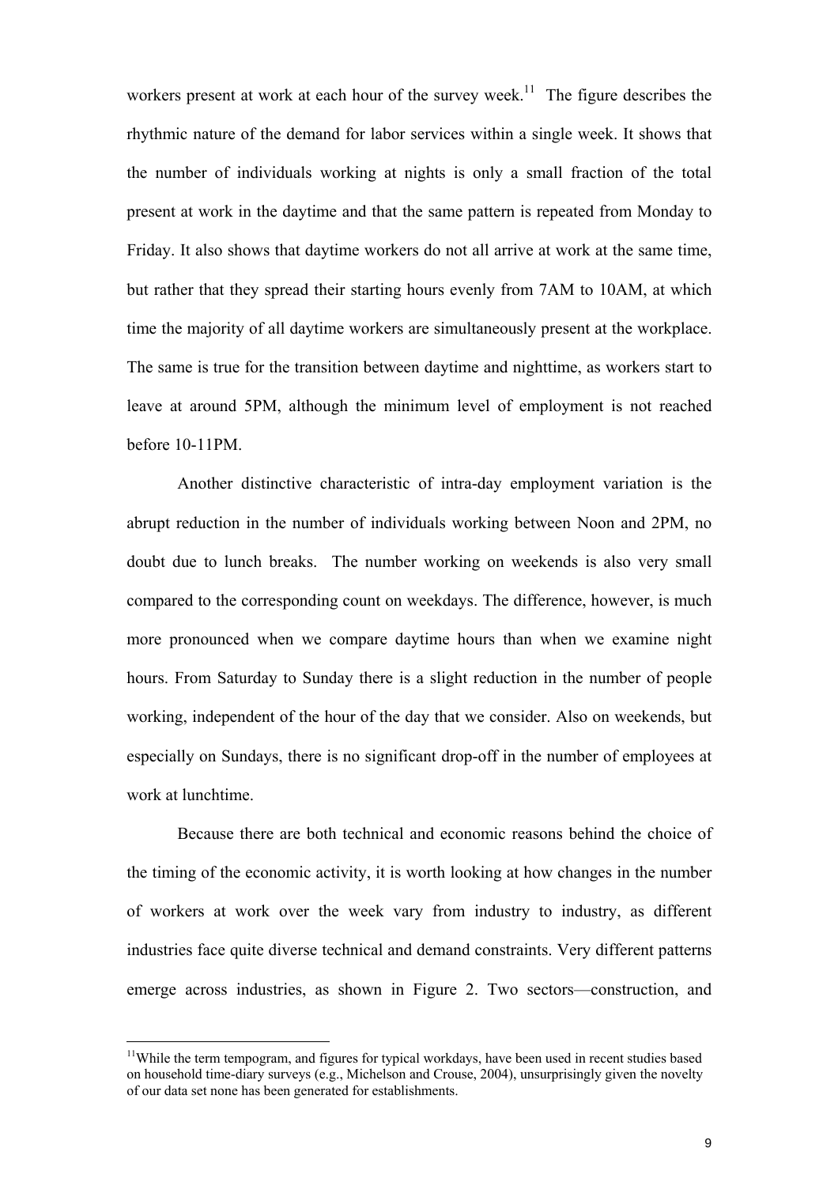workers present at work at each hour of the survey week.[11] The figure describes the rhythmic nature of the demand for labor services within a single week. It shows that the number of individuals working at nights is only a small fraction of the total present at work in the daytime and that the same pattern is repeated from Monday to Friday. It also shows that daytime workers do not all arrive at work at the same time, but rather that they spread their starting hours evenly from 7AM to 10AM, at which time the majority of all daytime workers are simultaneously present at the workplace. The same is true for the transition between daytime and nighttime, as workers start to leave at around 5PM, although the minimum level of employment is not reached before 10-11PM.

Another distinctive characteristic of intra-day employment variation is the abrupt reduction in the number of individuals working between Noon and 2PM, no doubt due to lunch breaks. The number working on weekends is also very small compared to the corresponding count on weekdays. The difference, however, is much more pronounced when we compare daytime hours than when we examine night hours. From Saturday to Sunday there is a slight reduction in the number of people working, independent of the hour of the day that we consider. Also on weekends, but especially on Sundays, there is no significant drop-off in the number of employees at work at lunchtime.

Because there are both technical and economic reasons behind the choice of the timing of the economic activity, it is worth looking at how changes in the number of workers at work over the week vary from industry to industry, as different industries face quite diverse technical and demand constraints. Very different patterns emerge across industries, as shown in Figure 2. Two sectors—construction, and

[11] While the term tempogram, and figures for typical workdays, have been used in recent studies based on household time-diary surveys (e.g., Michelson and Crouse, 2004), unsurprisingly given the novelty of our data set none has been generated for establishments.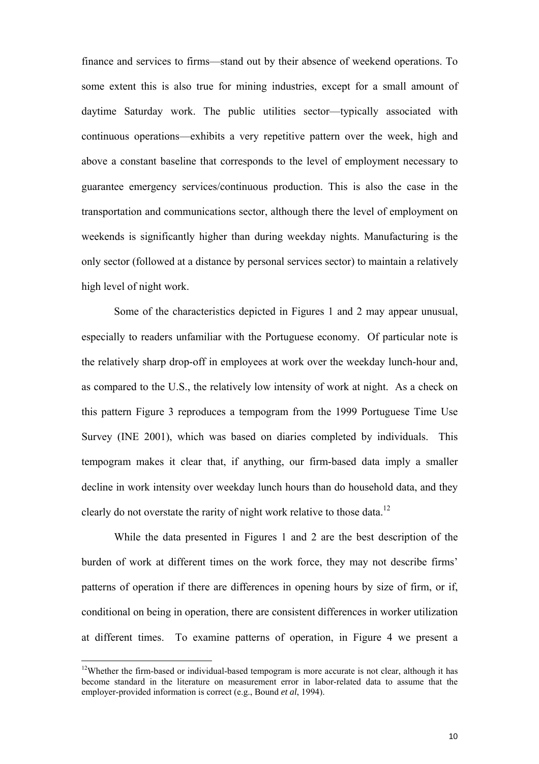finance and services to firms—stand out by their absence of weekend operations. To some extent this is also true for mining industries, except for a small amount of daytime Saturday work. The public utilities sector—typically associated with continuous operations—exhibits a very repetitive pattern over the week, high and above a constant baseline that corresponds to the level of employment necessary to guarantee emergency services/continuous production. This is also the case in the transportation and communications sector, although there the level of employment on weekends is significantly higher than during weekday nights. Manufacturing is the only sector (followed at a distance by personal services sector) to maintain a relatively high level of night work.

Some of the characteristics depicted in Figures 1 and 2 may appear unusual, especially to readers unfamiliar with the Portuguese economy. Of particular note is the relatively sharp drop-off in employees at work over the weekday lunch-hour and, as compared to the U.S., the relatively low intensity of work at night. As a check on this pattern Figure 3 reproduces a tempogram from the 1999 Portuguese Time Use Survey (INE 2001), which was based on diaries completed by individuals. This tempogram makes it clear that, if anything, our firm-based data imply a smaller decline in work intensity over weekday lunch hours than do household data, and they clearly do not overstate the rarity of night work relative to those data.[12]

While the data presented in Figures 1 and 2 are the best description of the burden of work at different times on the work force, they may not describe firms' patterns of operation if there are differences in opening hours by size of firm, or if, conditional on being in operation, there are consistent differences in worker utilization at different times. To examine patterns of operation, in Figure 4 we present a

[12] Whether the firm-based or individual-based tempogram is more accurate is not clear, although it has become standard in the literature on measurement error in labor-related data to assume that the employer-provided information is correct (e.g., Bound *et al*, 1994).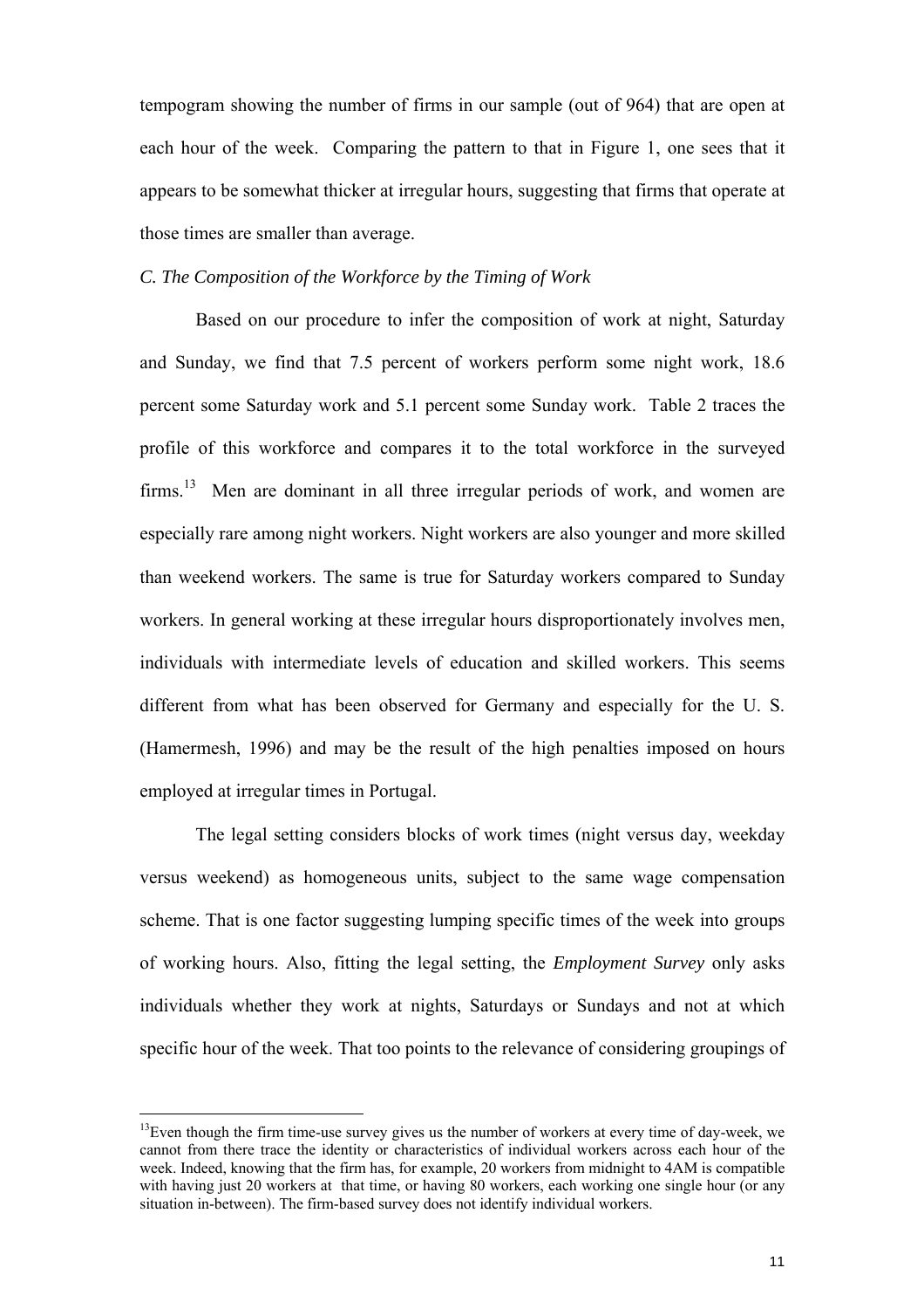tempogram showing the number of firms in our sample (out of 964) that are open at each hour of the week. Comparing the pattern to that in Figure 1, one sees that it appears to be somewhat thicker at irregular hours, suggesting that firms that operate at those times are smaller than average.

*C. The Composition of the Workforce by the Timing of Work*

Based on our procedure to infer the composition of work at night, Saturday and Sunday, we find that 7.5 percent of workers perform some night work, 18.6 percent some Saturday work and 5.1 percent some Sunday work. Table 2 traces the profile of this workforce and compares it to the total workforce in the surveyed firms.[13] Men are dominant in all three irregular periods of work, and women are especially rare among night workers. Night workers are also younger and more skilled than weekend workers. The same is true for Saturday workers compared to Sunday workers. In general working at these irregular hours disproportionately involves men, individuals with intermediate levels of education and skilled workers. This seems different from what has been observed for Germany and especially for the U. S. (Hamermesh, 1996) and may be the result of the high penalties imposed on hours employed at irregular times in Portugal.

The legal setting considers blocks of work times (night versus day, weekday versus weekend) as homogeneous units, subject to the same wage compensation scheme. That is one factor suggesting lumping specific times of the week into groups of working hours. Also, fitting the legal setting, the *Employment Survey* only asks individuals whether they work at nights, Saturdays or Sundays and not at which specific hour of the week. That too points to the relevance of considering groupings of

[13] Even though the firm time-use survey gives us the number of workers at every time of day-week, we cannot from there trace the identity or characteristics of individual workers across each hour of the week. Indeed, knowing that the firm has, for example, 20 workers from midnight to 4AM is compatible with having just 20 workers at that time, or having 80 workers, each working one single hour (or any situation in-between). The firm-based survey does not identify individual workers.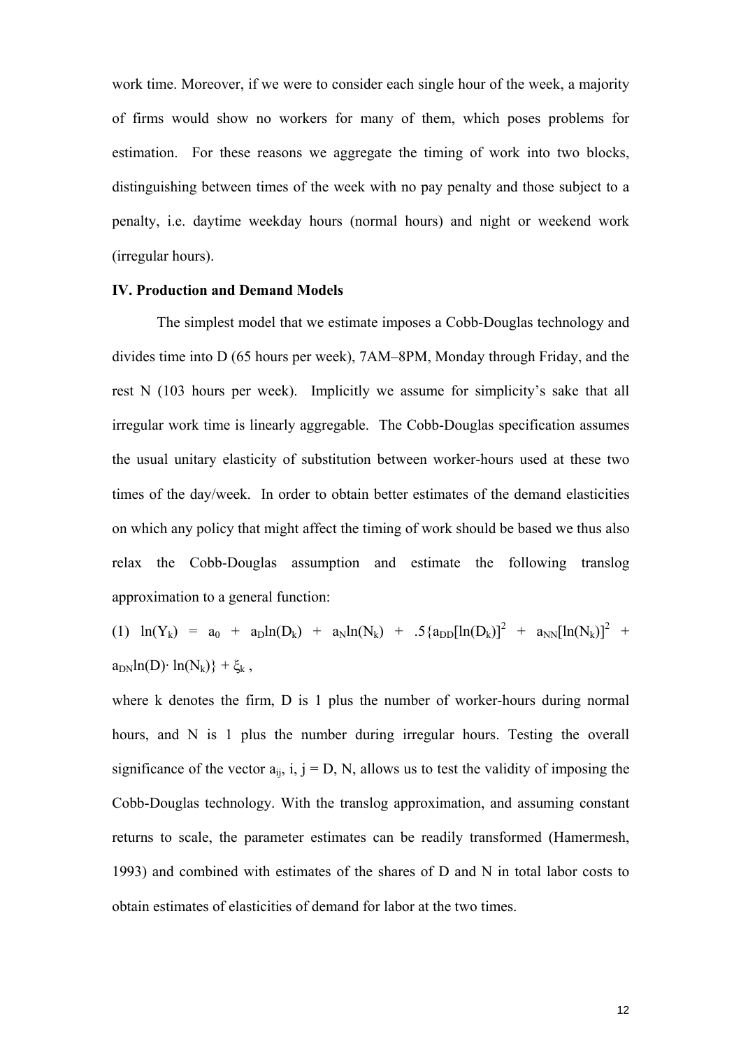work time. Moreover, if we were to consider each single hour of the week, a majority of firms would show no workers for many of them, which poses problems for estimation. For these reasons we aggregate the timing of work into two blocks, distinguishing between times of the week with no pay penalty and those subject to a penalty, i.e. daytime weekday hours (normal hours) and night or weekend work (irregular hours).

**IV. Production and Demand Models**

The simplest model that we estimate imposes a Cobb-Douglas technology and divides time into D (65 hours per week), 7AM–8PM, Monday through Friday, and the rest N (103 hours per week). Implicitly we assume for simplicity's sake that all irregular work time is linearly aggregable. The Cobb-Douglas specification assumes the usual unitary elasticity of substitution between worker-hours used at these two times of the day/week. In order to obtain better estimates of the demand elasticities on which any policy that might affect the timing of work should be based we thus also relax the Cobb-Douglas assumption and estimate the following translog approximation to a general function:

$$(1)\quad \ln(Y_k) = a_0 + a_D\ln(D_k) + a_N\ln(N_k) + .5\{a_{DD}[\ln(D_k)]^2 + a_{NN}[\ln(N_k)]^2 + a_{DN}\ln(D)\cdot \ln(N_k)\} + \xi_k\ ,$$

where k denotes the firm, D is 1 plus the number of worker-hours during normal hours, and N is 1 plus the number during irregular hours. Testing the overall significance of the vector $a_{ij}$, i, j = D, N, allows us to test the validity of imposing the Cobb-Douglas technology. With the translog approximation, and assuming constant returns to scale, the parameter estimates can be readily transformed (Hamermesh, 1993) and combined with estimates of the shares of D and N in total labor costs to obtain estimates of elasticities of demand for labor at the two times.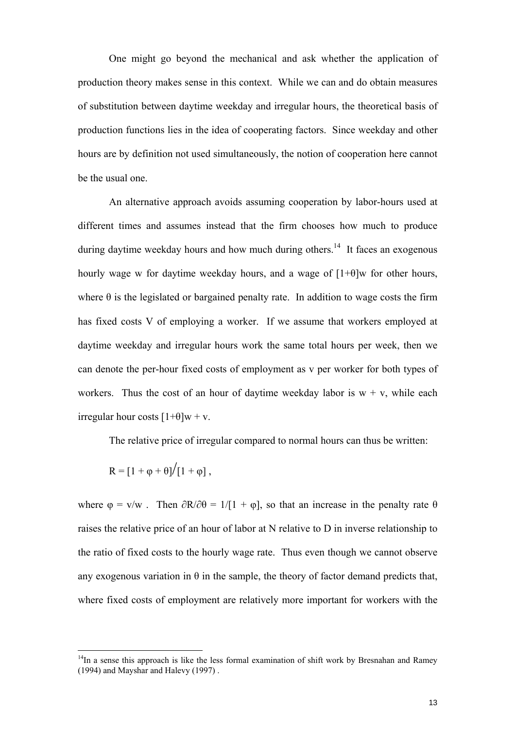One might go beyond the mechanical and ask whether the application of production theory makes sense in this context. While we can and do obtain measures of substitution between daytime weekday and irregular hours, the theoretical basis of production functions lies in the idea of cooperating factors. Since weekday and other hours are by definition not used simultaneously, the notion of cooperation here cannot be the usual one.

An alternative approach avoids assuming cooperation by labor-hours used at different times and assumes instead that the firm chooses how much to produce during daytime weekday hours and how much during others.[14] It faces an exogenous hourly wage w for daytime weekday hours, and a wage of $[1+\theta]w$ for other hours, where $\theta$ is the legislated or bargained penalty rate. In addition to wage costs the firm has fixed costs V of employing a worker. If we assume that workers employed at daytime weekday and irregular hours work the same total hours per week, then we can denote the per-hour fixed costs of employment as v per worker for both types of workers. Thus the cost of an hour of daytime weekday labor is $w + v$, while each irregular hour costs $[1+\theta]w + v$.

The relative price of irregular compared to normal hours can thus be written:

$$R = [1 + \varphi + \theta]/[1 + \varphi] ,$$

where $\varphi = v/w$ . Then $\partial R/\partial\theta = 1/[1 + \varphi]$, so that an increase in the penalty rate $\theta$ raises the relative price of an hour of labor at N relative to D in inverse relationship to the ratio of fixed costs to the hourly wage rate. Thus even though we cannot observe any exogenous variation in $\theta$ in the sample, the theory of factor demand predicts that, where fixed costs of employment are relatively more important for workers with the

[14]In a sense this approach is like the less formal examination of shift work by Bresnahan and Ramey (1994) and Mayshar and Halevy (1997) .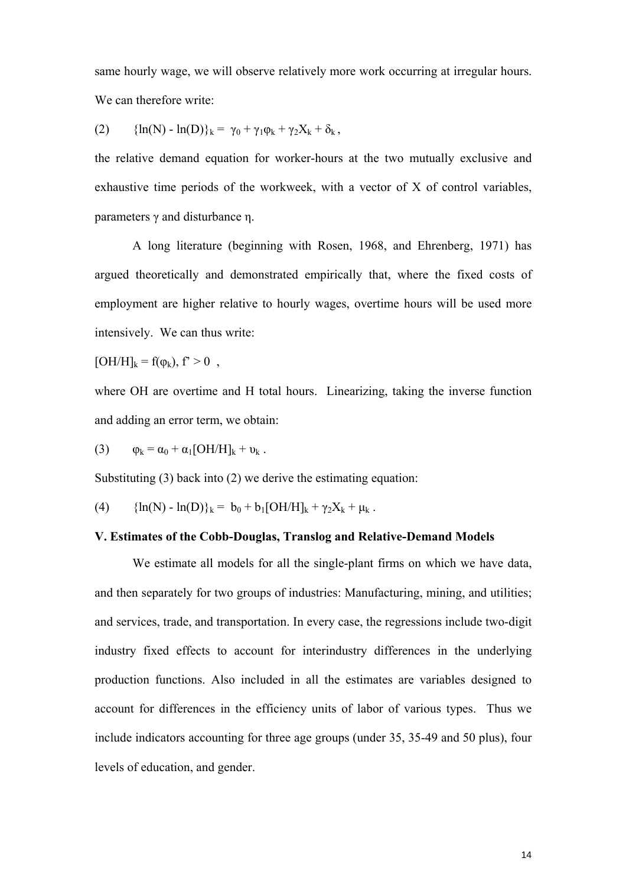same hourly wage, we will observe relatively more work occurring at irregular hours. We can therefore write:

$$(2) \qquad \{\ln(N) - \ln(D)\}_k = \gamma_0 + \gamma_1\varphi_k + \gamma_2 X_k + \delta_k ,$$

the relative demand equation for worker-hours at the two mutually exclusive and exhaustive time periods of the workweek, with a vector of X of control variables, parameters $\gamma$ and disturbance $\eta$.

A long literature (beginning with Rosen, 1968, and Ehrenberg, 1971) has argued theoretically and demonstrated empirically that, where the fixed costs of employment are higher relative to hourly wages, overtime hours will be used more intensively. We can thus write:

$$[OH/H]_k = f(\varphi_k), \; f' > 0 \;\; ,$$

where OH are overtime and H total hours. Linearizing, taking the inverse function and adding an error term, we obtain:

$$(3) \qquad \varphi_k = \alpha_0 + \alpha_1[OH/H]_k + \upsilon_k \; .$$

Substituting (3) back into (2) we derive the estimating equation:

$$(4) \qquad \{\ln(N) - \ln(D)\}_k = b_0 + b_1[OH/H]_k + \gamma_2 X_k + \mu_k \; .$$

**V. Estimates of the Cobb-Douglas, Translog and Relative-Demand Models**

We estimate all models for all the single-plant firms on which we have data, and then separately for two groups of industries: Manufacturing, mining, and utilities; and services, trade, and transportation. In every case, the regressions include two-digit industry fixed effects to account for interindustry differences in the underlying production functions. Also included in all the estimates are variables designed to account for differences in the efficiency units of labor of various types. Thus we include indicators accounting for three age groups (under 35, 35-49 and 50 plus), four levels of education, and gender.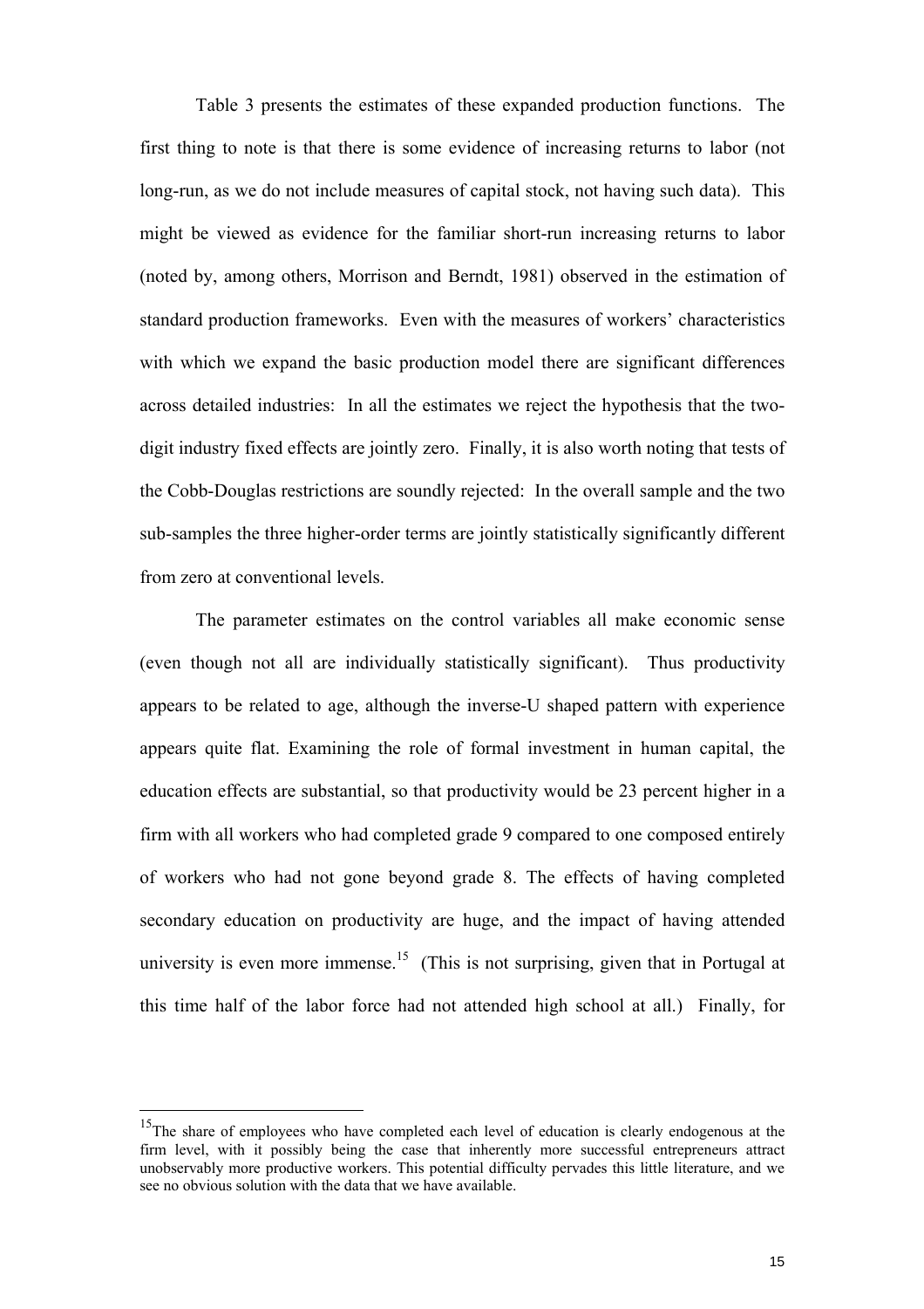Table 3 presents the estimates of these expanded production functions. The first thing to note is that there is some evidence of increasing returns to labor (not long-run, as we do not include measures of capital stock, not having such data). This might be viewed as evidence for the familiar short-run increasing returns to labor (noted by, among others, Morrison and Berndt, 1981) observed in the estimation of standard production frameworks. Even with the measures of workers' characteristics with which we expand the basic production model there are significant differences across detailed industries: In all the estimates we reject the hypothesis that the two-digit industry fixed effects are jointly zero. Finally, it is also worth noting that tests of the Cobb-Douglas restrictions are soundly rejected: In the overall sample and the two sub-samples the three higher-order terms are jointly statistically significantly different from zero at conventional levels.

The parameter estimates on the control variables all make economic sense (even though not all are individually statistically significant). Thus productivity appears to be related to age, although the inverse-U shaped pattern with experience appears quite flat. Examining the role of formal investment in human capital, the education effects are substantial, so that productivity would be 23 percent higher in a firm with all workers who had completed grade 9 compared to one composed entirely of workers who had not gone beyond grade 8. The effects of having completed secondary education on productivity are huge, and the impact of having attended university is even more immense.[15] (This is not surprising, given that in Portugal at this time half of the labor force had not attended high school at all.) Finally, for

[15]The share of employees who have completed each level of education is clearly endogenous at the firm level, with it possibly being the case that inherently more successful entrepreneurs attract unobservably more productive workers. This potential difficulty pervades this little literature, and we see no obvious solution with the data that we have available.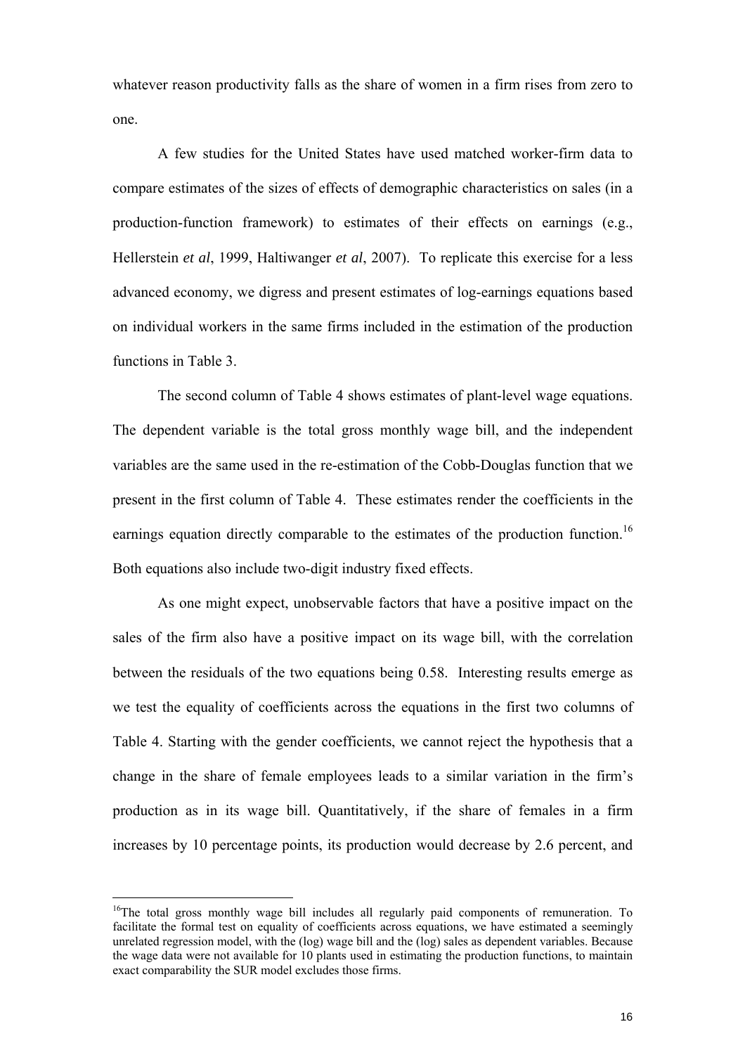whatever reason productivity falls as the share of women in a firm rises from zero to one.

A few studies for the United States have used matched worker-firm data to compare estimates of the sizes of effects of demographic characteristics on sales (in a production-function framework) to estimates of their effects on earnings (e.g., Hellerstein *et al*, 1999, Haltiwanger *et al*, 2007). To replicate this exercise for a less advanced economy, we digress and present estimates of log-earnings equations based on individual workers in the same firms included in the estimation of the production functions in Table 3.

The second column of Table 4 shows estimates of plant-level wage equations. The dependent variable is the total gross monthly wage bill, and the independent variables are the same used in the re-estimation of the Cobb-Douglas function that we present in the first column of Table 4. These estimates render the coefficients in the earnings equation directly comparable to the estimates of the production function.[16] Both equations also include two-digit industry fixed effects.

As one might expect, unobservable factors that have a positive impact on the sales of the firm also have a positive impact on its wage bill, with the correlation between the residuals of the two equations being 0.58. Interesting results emerge as we test the equality of coefficients across the equations in the first two columns of Table 4. Starting with the gender coefficients, we cannot reject the hypothesis that a change in the share of female employees leads to a similar variation in the firm's production as in its wage bill. Quantitatively, if the share of females in a firm increases by 10 percentage points, its production would decrease by 2.6 percent, and

---

[16]The total gross monthly wage bill includes all regularly paid components of remuneration. To facilitate the formal test on equality of coefficients across equations, we have estimated a seemingly unrelated regression model, with the (log) wage bill and the (log) sales as dependent variables. Because the wage data were not available for 10 plants used in estimating the production functions, to maintain exact comparability the SUR model excludes those firms.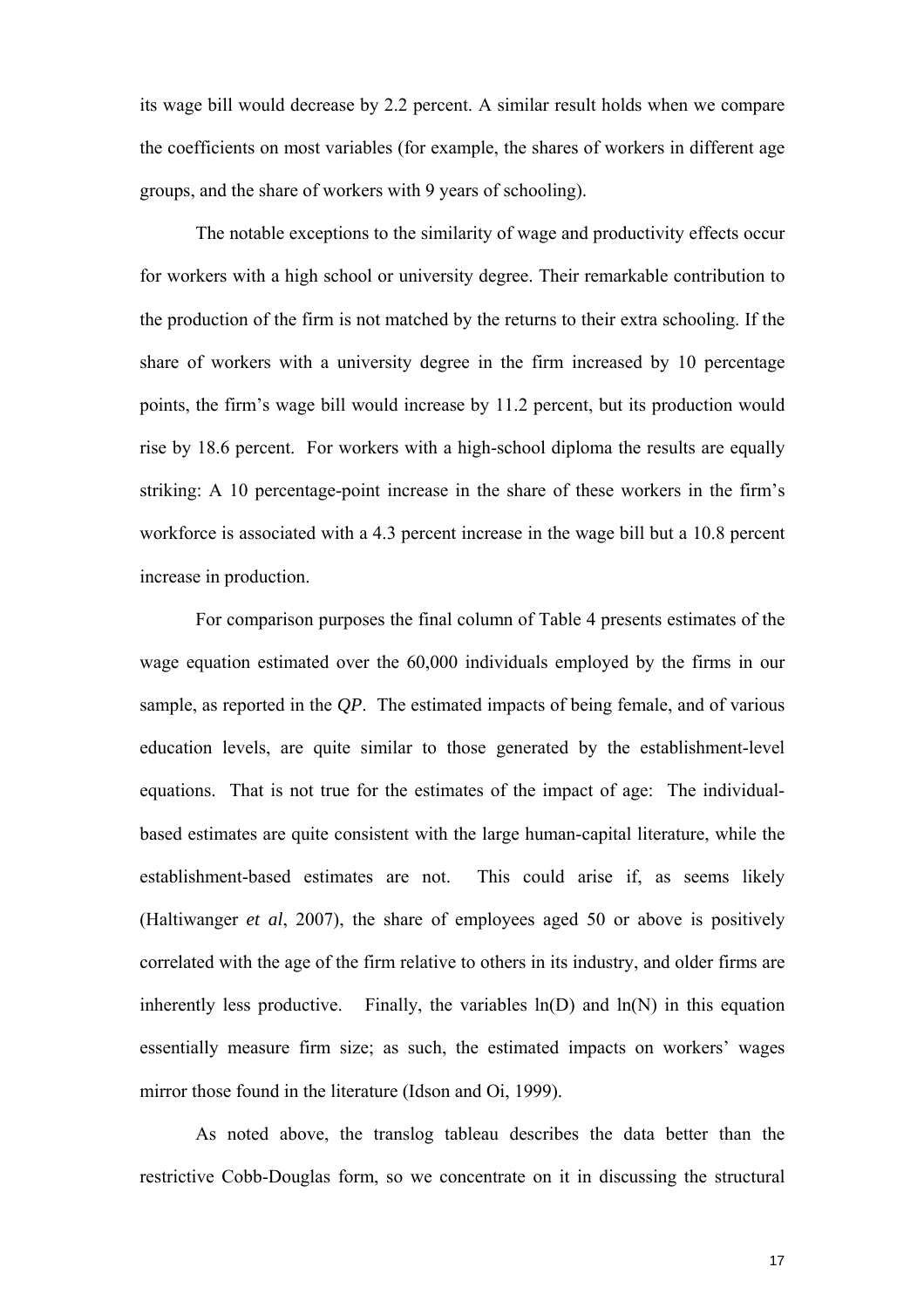its wage bill would decrease by 2.2 percent. A similar result holds when we compare the coefficients on most variables (for example, the shares of workers in different age groups, and the share of workers with 9 years of schooling).

The notable exceptions to the similarity of wage and productivity effects occur for workers with a high school or university degree. Their remarkable contribution to the production of the firm is not matched by the returns to their extra schooling. If the share of workers with a university degree in the firm increased by 10 percentage points, the firm's wage bill would increase by 11.2 percent, but its production would rise by 18.6 percent. For workers with a high-school diploma the results are equally striking: A 10 percentage-point increase in the share of these workers in the firm's workforce is associated with a 4.3 percent increase in the wage bill but a 10.8 percent increase in production.

For comparison purposes the final column of Table 4 presents estimates of the wage equation estimated over the 60,000 individuals employed by the firms in our sample, as reported in the *QP*. The estimated impacts of being female, and of various education levels, are quite similar to those generated by the establishment-level equations. That is not true for the estimates of the impact of age: The individual-based estimates are quite consistent with the large human-capital literature, while the establishment-based estimates are not. This could arise if, as seems likely (Haltiwanger *et al*, 2007), the share of employees aged 50 or above is positively correlated with the age of the firm relative to others in its industry, and older firms are inherently less productive. Finally, the variables ln(D) and ln(N) in this equation essentially measure firm size; as such, the estimated impacts on workers' wages mirror those found in the literature (Idson and Oi, 1999).

As noted above, the translog tableau describes the data better than the restrictive Cobb-Douglas form, so we concentrate on it in discussing the structural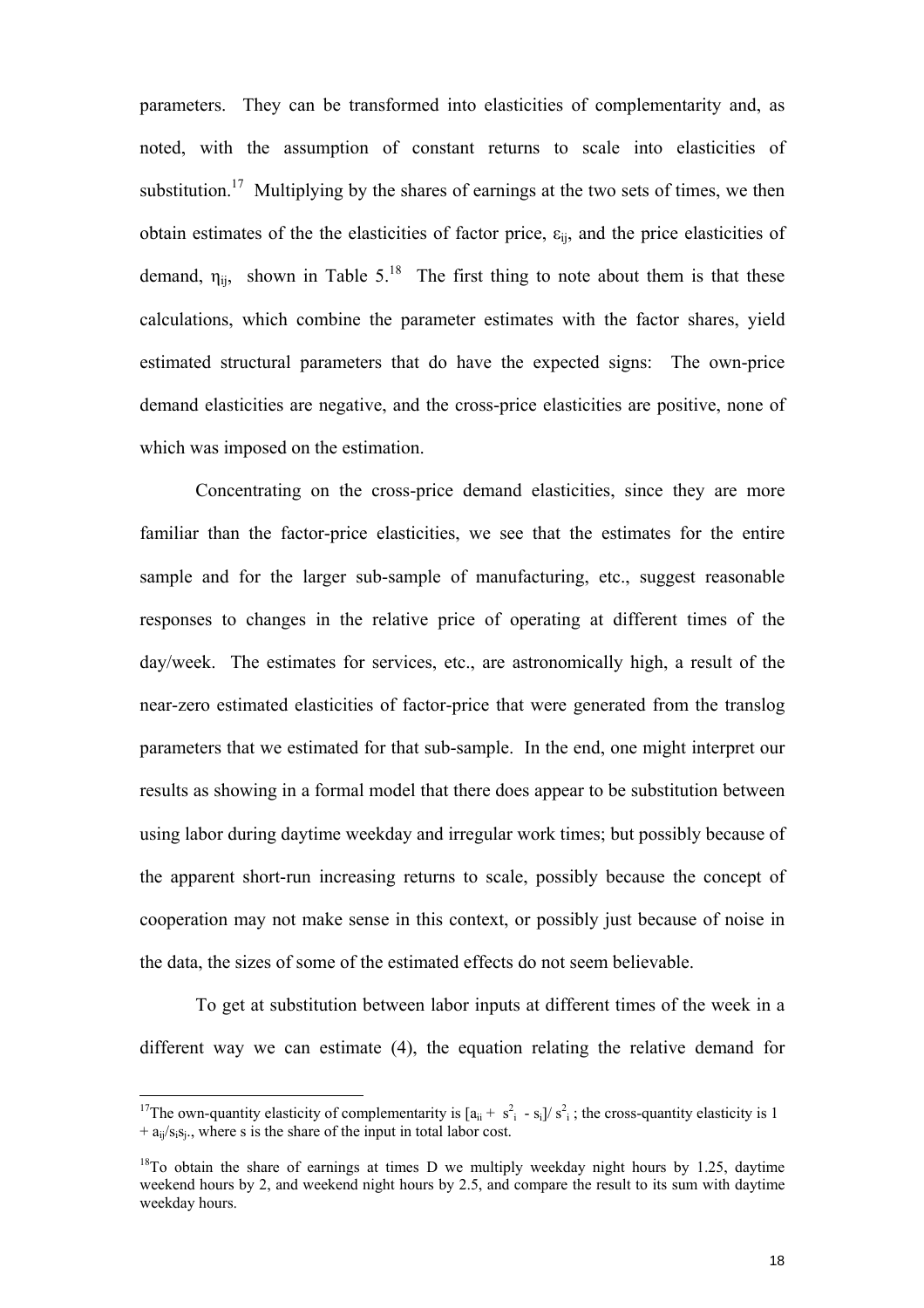parameters. They can be transformed into elasticities of complementarity and, as noted, with the assumption of constant returns to scale into elasticities of substitution.[17] Multiplying by the shares of earnings at the two sets of times, we then obtain estimates of the the elasticities of factor price, $\varepsilon_{ij}$, and the price elasticities of demand, $\eta_{ij}$, shown in Table 5.[18] The first thing to note about them is that these calculations, which combine the parameter estimates with the factor shares, yield estimated structural parameters that do have the expected signs: The own-price demand elasticities are negative, and the cross-price elasticities are positive, none of which was imposed on the estimation.

Concentrating on the cross-price demand elasticities, since they are more familiar than the factor-price elasticities, we see that the estimates for the entire sample and for the larger sub-sample of manufacturing, etc., suggest reasonable responses to changes in the relative price of operating at different times of the day/week. The estimates for services, etc., are astronomically high, a result of the near-zero estimated elasticities of factor-price that were generated from the translog parameters that we estimated for that sub-sample. In the end, one might interpret our results as showing in a formal model that there does appear to be substitution between using labor during daytime weekday and irregular work times; but possibly because of the apparent short-run increasing returns to scale, possibly because the concept of cooperation may not make sense in this context, or possibly just because of noise in the data, the sizes of some of the estimated effects do not seem believable.

To get at substitution between labor inputs at different times of the week in a different way we can estimate (4), the equation relating the relative demand for

---

[17]The own-quantity elasticity of complementarity is $[a_{ii} + s^2_i - s_i]/ s^2_i$ ; the cross-quantity elasticity is 1 + $a_{ij}/s_i s_j$., where s is the share of the input in total labor cost.

[18]To obtain the share of earnings at times D we multiply weekday night hours by 1.25, daytime weekend hours by 2, and weekend night hours by 2.5, and compare the result to its sum with daytime weekday hours.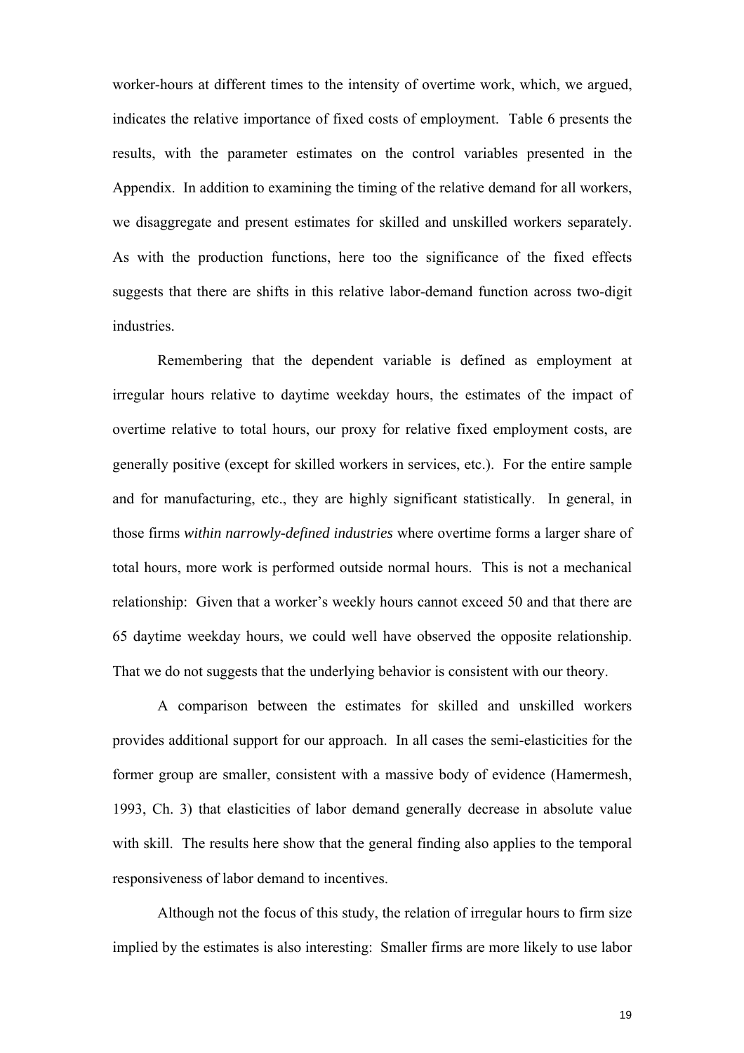worker-hours at different times to the intensity of overtime work, which, we argued, indicates the relative importance of fixed costs of employment. Table 6 presents the results, with the parameter estimates on the control variables presented in the Appendix. In addition to examining the timing of the relative demand for all workers, we disaggregate and present estimates for skilled and unskilled workers separately. As with the production functions, here too the significance of the fixed effects suggests that there are shifts in this relative labor-demand function across two-digit industries.

Remembering that the dependent variable is defined as employment at irregular hours relative to daytime weekday hours, the estimates of the impact of overtime relative to total hours, our proxy for relative fixed employment costs, are generally positive (except for skilled workers in services, etc.). For the entire sample and for manufacturing, etc., they are highly significant statistically. In general, in those firms *within narrowly-defined industries* where overtime forms a larger share of total hours, more work is performed outside normal hours. This is not a mechanical relationship: Given that a worker's weekly hours cannot exceed 50 and that there are 65 daytime weekday hours, we could well have observed the opposite relationship. That we do not suggests that the underlying behavior is consistent with our theory.

A comparison between the estimates for skilled and unskilled workers provides additional support for our approach. In all cases the semi-elasticities for the former group are smaller, consistent with a massive body of evidence (Hamermesh, 1993, Ch. 3) that elasticities of labor demand generally decrease in absolute value with skill. The results here show that the general finding also applies to the temporal responsiveness of labor demand to incentives.

Although not the focus of this study, the relation of irregular hours to firm size implied by the estimates is also interesting: Smaller firms are more likely to use labor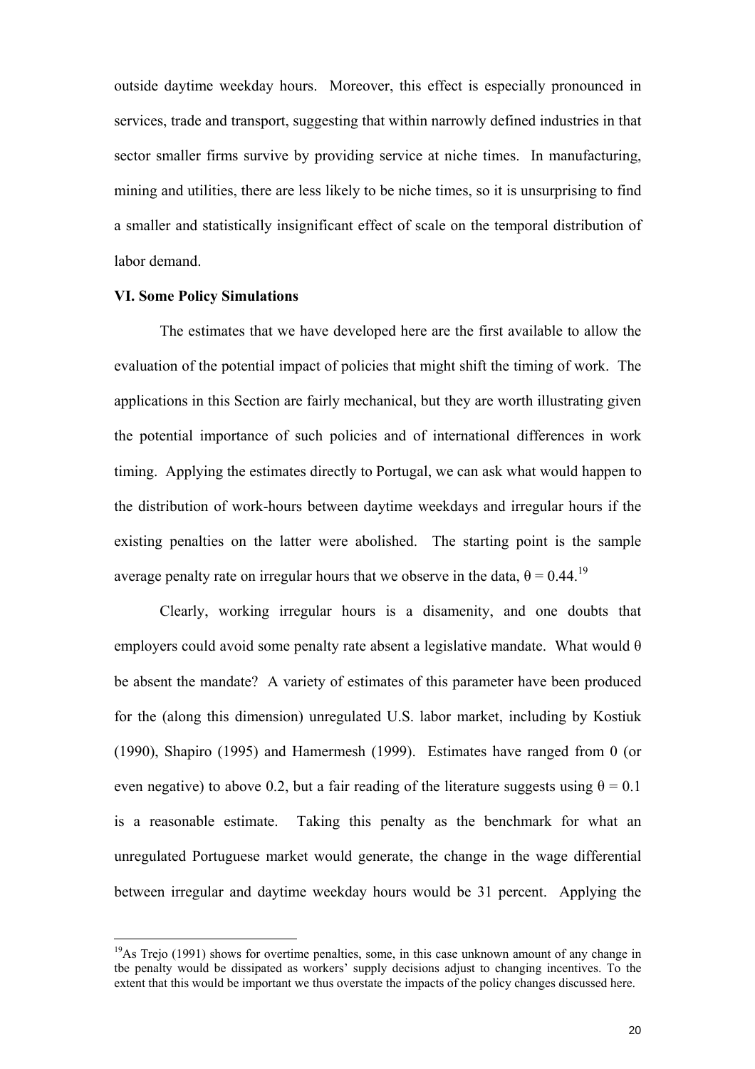outside daytime weekday hours. Moreover, this effect is especially pronounced in services, trade and transport, suggesting that within narrowly defined industries in that sector smaller firms survive by providing service at niche times. In manufacturing, mining and utilities, there are less likely to be niche times, so it is unsurprising to find a smaller and statistically insignificant effect of scale on the temporal distribution of labor demand.

**VI. Some Policy Simulations**

The estimates that we have developed here are the first available to allow the evaluation of the potential impact of policies that might shift the timing of work. The applications in this Section are fairly mechanical, but they are worth illustrating given the potential importance of such policies and of international differences in work timing. Applying the estimates directly to Portugal, we can ask what would happen to the distribution of work-hours between daytime weekdays and irregular hours if the existing penalties on the latter were abolished. The starting point is the sample average penalty rate on irregular hours that we observe in the data, $\theta = 0.44$.[19]

Clearly, working irregular hours is a disamenity, and one doubts that employers could avoid some penalty rate absent a legislative mandate. What would $\theta$ be absent the mandate? A variety of estimates of this parameter have been produced for the (along this dimension) unregulated U.S. labor market, including by Kostiuk (1990), Shapiro (1995) and Hamermesh (1999). Estimates have ranged from 0 (or even negative) to above 0.2, but a fair reading of the literature suggests using $\theta = 0.1$ is a reasonable estimate. Taking this penalty as the benchmark for what an unregulated Portuguese market would generate, the change in the wage differential between irregular and daytime weekday hours would be 31 percent. Applying the

[19]As Trejo (1991) shows for overtime penalties, some, in this case unknown amount of any change in tbe penalty would be dissipated as workers' supply decisions adjust to changing incentives. To the extent that this would be important we thus overstate the impacts of the policy changes discussed here.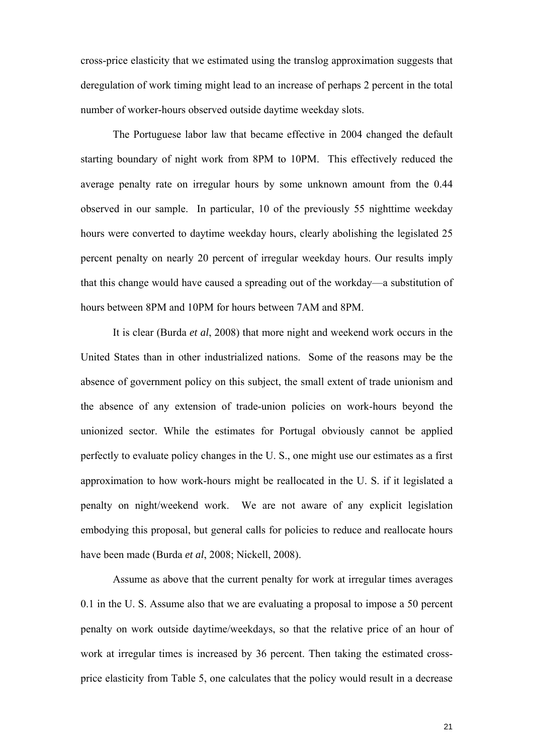cross-price elasticity that we estimated using the translog approximation suggests that deregulation of work timing might lead to an increase of perhaps 2 percent in the total number of worker-hours observed outside daytime weekday slots.

The Portuguese labor law that became effective in 2004 changed the default starting boundary of night work from 8PM to 10PM. This effectively reduced the average penalty rate on irregular hours by some unknown amount from the 0.44 observed in our sample. In particular, 10 of the previously 55 nighttime weekday hours were converted to daytime weekday hours, clearly abolishing the legislated 25 percent penalty on nearly 20 percent of irregular weekday hours. Our results imply that this change would have caused a spreading out of the workday—a substitution of hours between 8PM and 10PM for hours between 7AM and 8PM.

It is clear (Burda *et al*, 2008) that more night and weekend work occurs in the United States than in other industrialized nations. Some of the reasons may be the absence of government policy on this subject, the small extent of trade unionism and the absence of any extension of trade-union policies on work-hours beyond the unionized sector. While the estimates for Portugal obviously cannot be applied perfectly to evaluate policy changes in the U. S., one might use our estimates as a first approximation to how work-hours might be reallocated in the U. S. if it legislated a penalty on night/weekend work. We are not aware of any explicit legislation embodying this proposal, but general calls for policies to reduce and reallocate hours have been made (Burda *et al*, 2008; Nickell, 2008).

Assume as above that the current penalty for work at irregular times averages 0.1 in the U. S. Assume also that we are evaluating a proposal to impose a 50 percent penalty on work outside daytime/weekdays, so that the relative price of an hour of work at irregular times is increased by 36 percent. Then taking the estimated cross-price elasticity from Table 5, one calculates that the policy would result in a decrease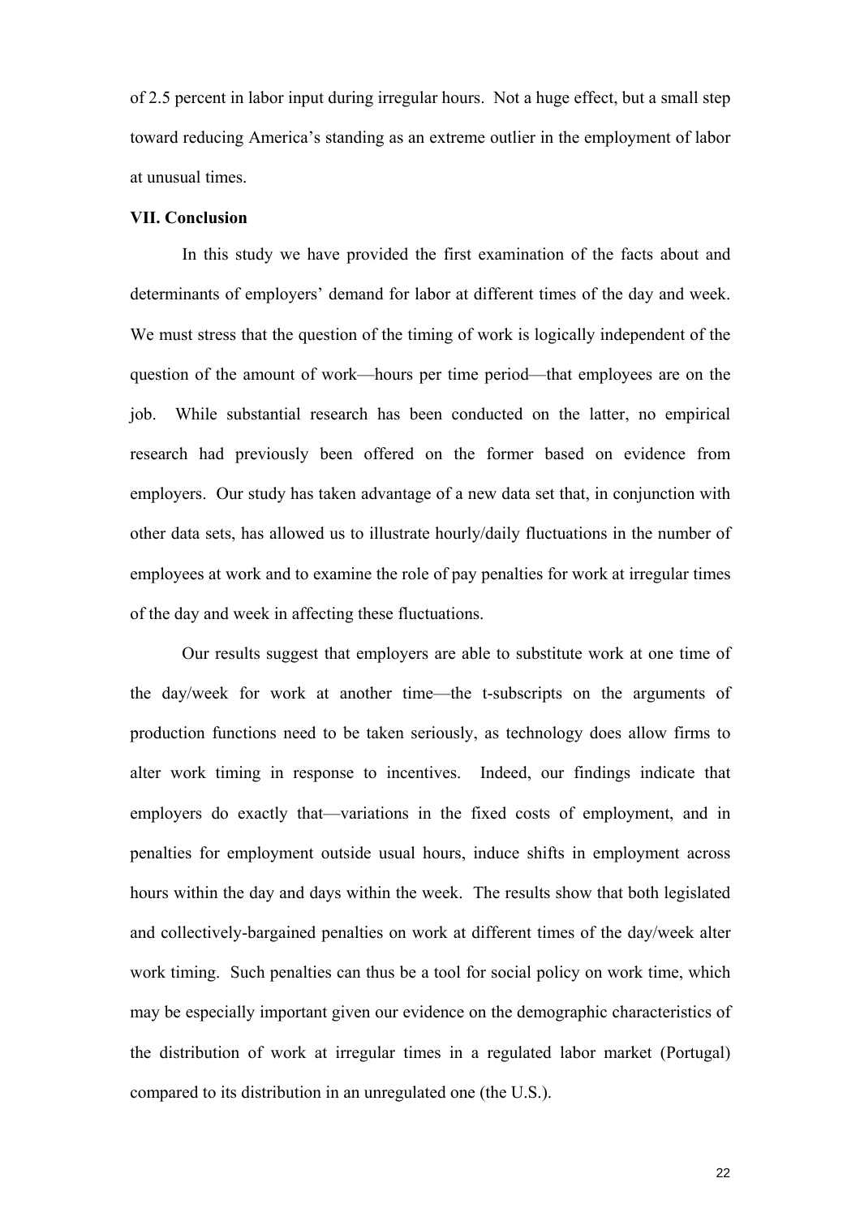of 2.5 percent in labor input during irregular hours. Not a huge effect, but a small step toward reducing America's standing as an extreme outlier in the employment of labor at unusual times.

## VII. Conclusion

In this study we have provided the first examination of the facts about and determinants of employers' demand for labor at different times of the day and week. We must stress that the question of the timing of work is logically independent of the question of the amount of work—hours per time period—that employees are on the job. While substantial research has been conducted on the latter, no empirical research had previously been offered on the former based on evidence from employers. Our study has taken advantage of a new data set that, in conjunction with other data sets, has allowed us to illustrate hourly/daily fluctuations in the number of employees at work and to examine the role of pay penalties for work at irregular times of the day and week in affecting these fluctuations.

Our results suggest that employers are able to substitute work at one time of the day/week for work at another time—the t-subscripts on the arguments of production functions need to be taken seriously, as technology does allow firms to alter work timing in response to incentives. Indeed, our findings indicate that employers do exactly that—variations in the fixed costs of employment, and in penalties for employment outside usual hours, induce shifts in employment across hours within the day and days within the week. The results show that both legislated and collectively-bargained penalties on work at different times of the day/week alter work timing. Such penalties can thus be a tool for social policy on work time, which may be especially important given our evidence on the demographic characteristics of the distribution of work at irregular times in a regulated labor market (Portugal) compared to its distribution in an unregulated one (the U.S.).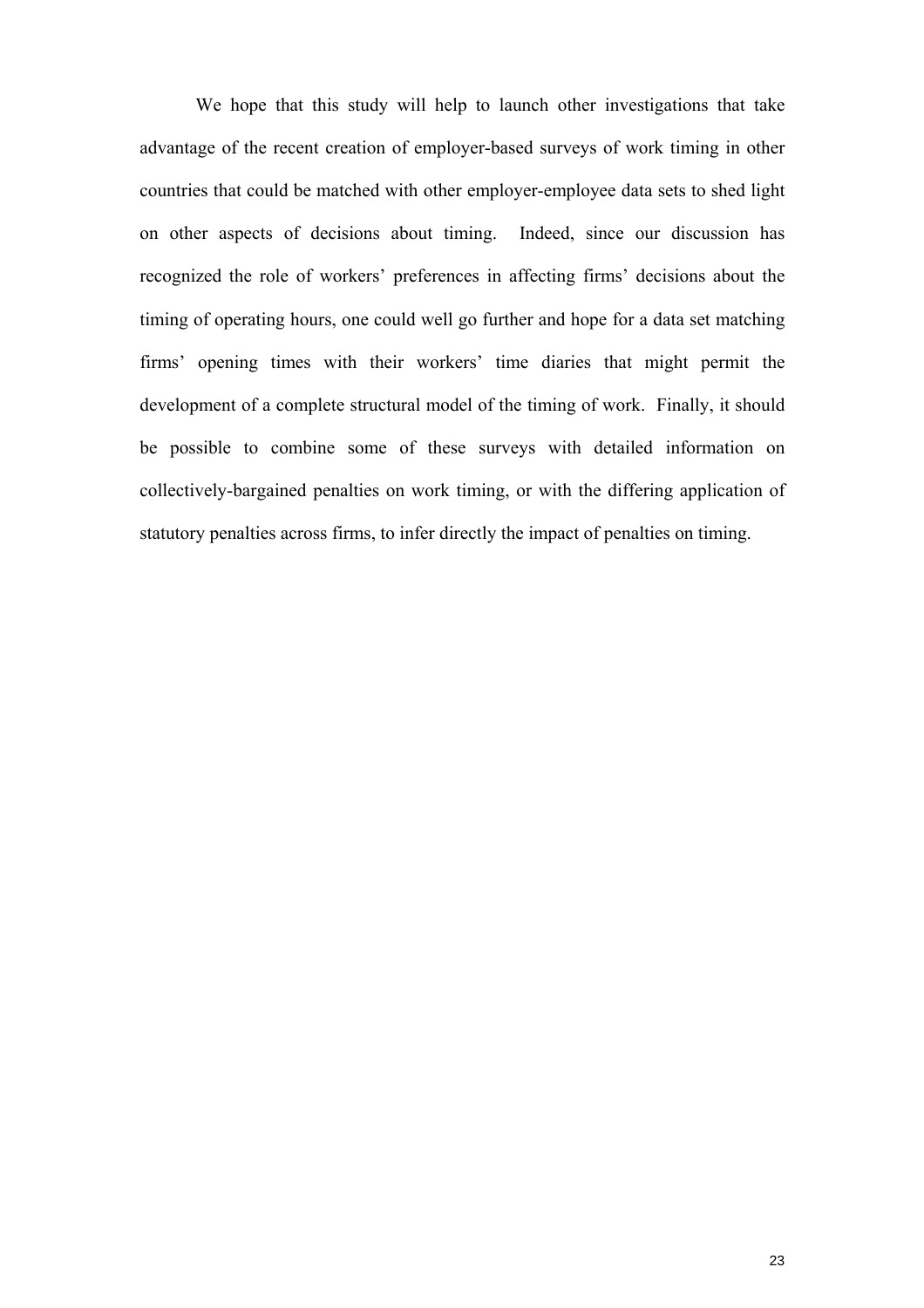We hope that this study will help to launch other investigations that take advantage of the recent creation of employer-based surveys of work timing in other countries that could be matched with other employer-employee data sets to shed light on other aspects of decisions about timing. Indeed, since our discussion has recognized the role of workers' preferences in affecting firms' decisions about the timing of operating hours, one could well go further and hope for a data set matching firms' opening times with their workers' time diaries that might permit the development of a complete structural model of the timing of work. Finally, it should be possible to combine some of these surveys with detailed information on collectively-bargained penalties on work timing, or with the differing application of statutory penalties across firms, to infer directly the impact of penalties on timing.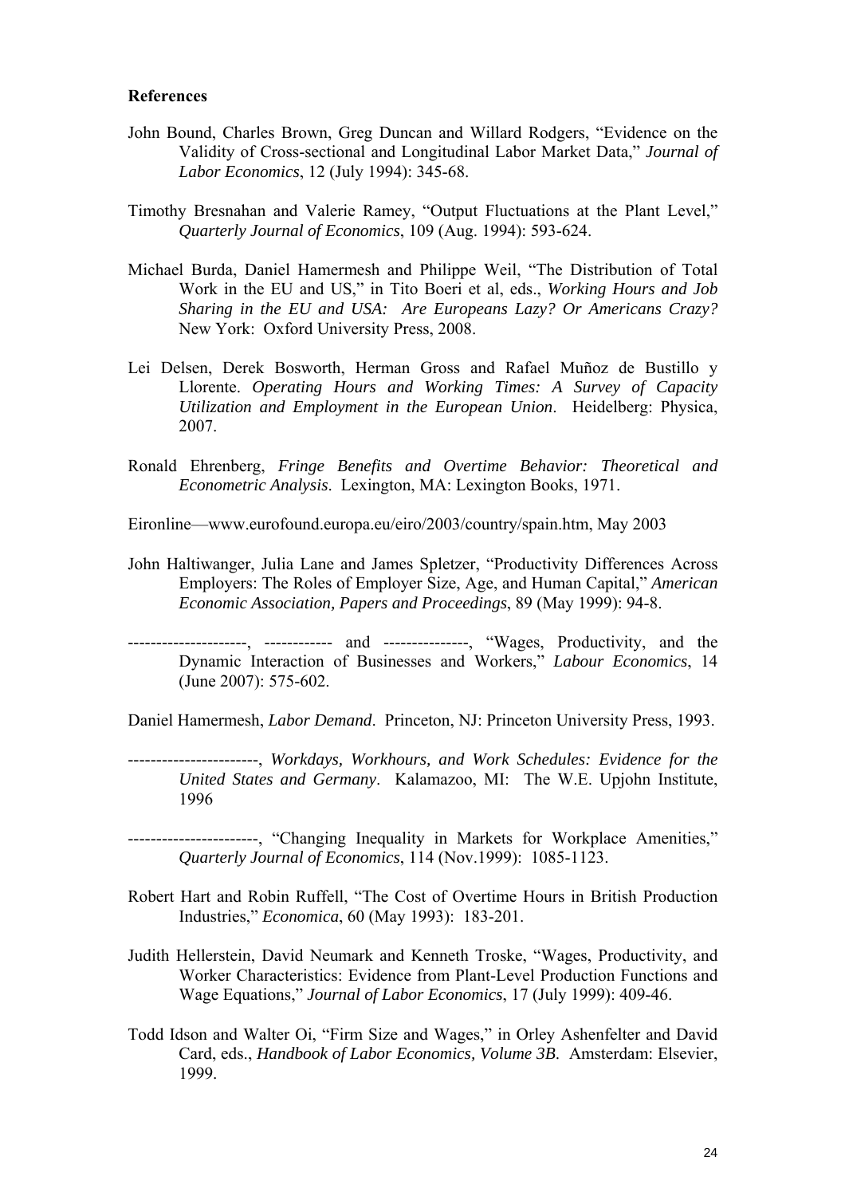**References**

John Bound, Charles Brown, Greg Duncan and Willard Rodgers, "Evidence on the Validity of Cross-sectional and Longitudinal Labor Market Data," *Journal of Labor Economics*, 12 (July 1994): 345-68.

Timothy Bresnahan and Valerie Ramey, "Output Fluctuations at the Plant Level," *Quarterly Journal of Economics*, 109 (Aug. 1994): 593-624.

Michael Burda, Daniel Hamermesh and Philippe Weil, "The Distribution of Total Work in the EU and US," in Tito Boeri et al, eds., *Working Hours and Job Sharing in the EU and USA: Are Europeans Lazy? Or Americans Crazy?* New York: Oxford University Press, 2008.

Lei Delsen, Derek Bosworth, Herman Gross and Rafael Muñoz de Bustillo y Llorente. *Operating Hours and Working Times: A Survey of Capacity Utilization and Employment in the European Union*. Heidelberg: Physica, 2007.

Ronald Ehrenberg, *Fringe Benefits and Overtime Behavior: Theoretical and Econometric Analysis*. Lexington, MA: Lexington Books, 1971.

Eironline—www.eurofound.europa.eu/eiro/2003/country/spain.htm, May 2003

John Haltiwanger, Julia Lane and James Spletzer, "Productivity Differences Across Employers: The Roles of Employer Size, Age, and Human Capital," *American Economic Association, Papers and Proceedings*, 89 (May 1999): 94-8.

---------------------, ------------ and ---------------, "Wages, Productivity, and the Dynamic Interaction of Businesses and Workers," *Labour Economics*, 14 (June 2007): 575-602.

Daniel Hamermesh, *Labor Demand*. Princeton, NJ: Princeton University Press, 1993.

----------------------, *Workdays, Workhours, and Work Schedules: Evidence for the United States and Germany*. Kalamazoo, MI: The W.E. Upjohn Institute, 1996

----------------------, "Changing Inequality in Markets for Workplace Amenities," *Quarterly Journal of Economics*, 114 (Nov.1999): 1085-1123.

Robert Hart and Robin Ruffell, "The Cost of Overtime Hours in British Production Industries," *Economica*, 60 (May 1993): 183-201.

Judith Hellerstein, David Neumark and Kenneth Troske, "Wages, Productivity, and Worker Characteristics: Evidence from Plant-Level Production Functions and Wage Equations," *Journal of Labor Economics*, 17 (July 1999): 409-46.

Todd Idson and Walter Oi, "Firm Size and Wages," in Orley Ashenfelter and David Card, eds., *Handbook of Labor Economics, Volume 3B*. Amsterdam: Elsevier, 1999.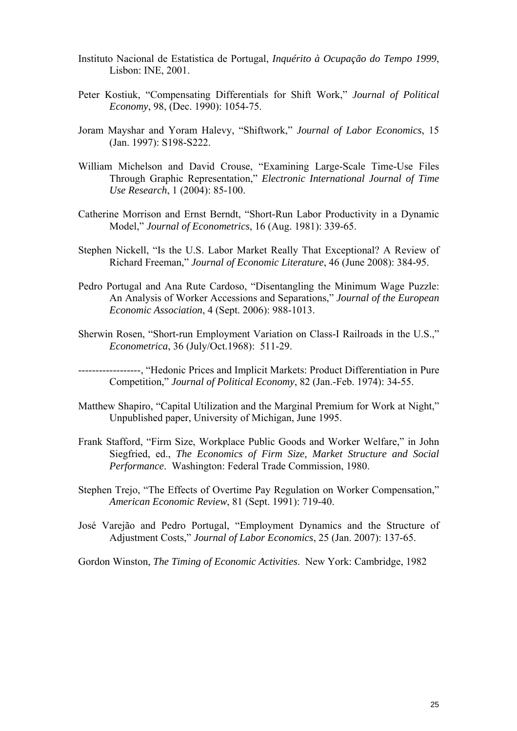Instituto Nacional de Estatistica de Portugal, *Inquérito à Ocupação do Tempo 1999*, Lisbon: INE, 2001.

Peter Kostiuk, "Compensating Differentials for Shift Work," *Journal of Political Economy*, 98, (Dec. 1990): 1054-75.

Joram Mayshar and Yoram Halevy, "Shiftwork," *Journal of Labor Economics*, 15 (Jan. 1997): S198-S222.

William Michelson and David Crouse, "Examining Large-Scale Time-Use Files Through Graphic Representation," *Electronic International Journal of Time Use Research*, 1 (2004): 85-100.

Catherine Morrison and Ernst Berndt, "Short-Run Labor Productivity in a Dynamic Model," *Journal of Econometrics*, 16 (Aug. 1981): 339-65.

Stephen Nickell, "Is the U.S. Labor Market Really That Exceptional? A Review of Richard Freeman," *Journal of Economic Literature*, 46 (June 2008): 384-95.

Pedro Portugal and Ana Rute Cardoso, "Disentangling the Minimum Wage Puzzle: An Analysis of Worker Accessions and Separations," *Journal of the European Economic Association*, 4 (Sept. 2006): 988-1013.

Sherwin Rosen, "Short-run Employment Variation on Class-I Railroads in the U.S.," *Econometrica*, 36 (July/Oct.1968): 511-29.

------------------, "Hedonic Prices and Implicit Markets: Product Differentiation in Pure Competition," *Journal of Political Economy*, 82 (Jan.-Feb. 1974): 34-55.

Matthew Shapiro, "Capital Utilization and the Marginal Premium for Work at Night," Unpublished paper, University of Michigan, June 1995.

Frank Stafford, "Firm Size, Workplace Public Goods and Worker Welfare," in John Siegfried, ed., *The Economics of Firm Size, Market Structure and Social Performance*. Washington: Federal Trade Commission, 1980.

Stephen Trejo, "The Effects of Overtime Pay Regulation on Worker Compensation," *American Economic Review*, 81 (Sept. 1991): 719-40.

José Varejão and Pedro Portugal, "Employment Dynamics and the Structure of Adjustment Costs," *Journal of Labor Economics*, 25 (Jan. 2007): 137-65.

Gordon Winston, *The Timing of Economic Activities*. New York: Cambridge, 1982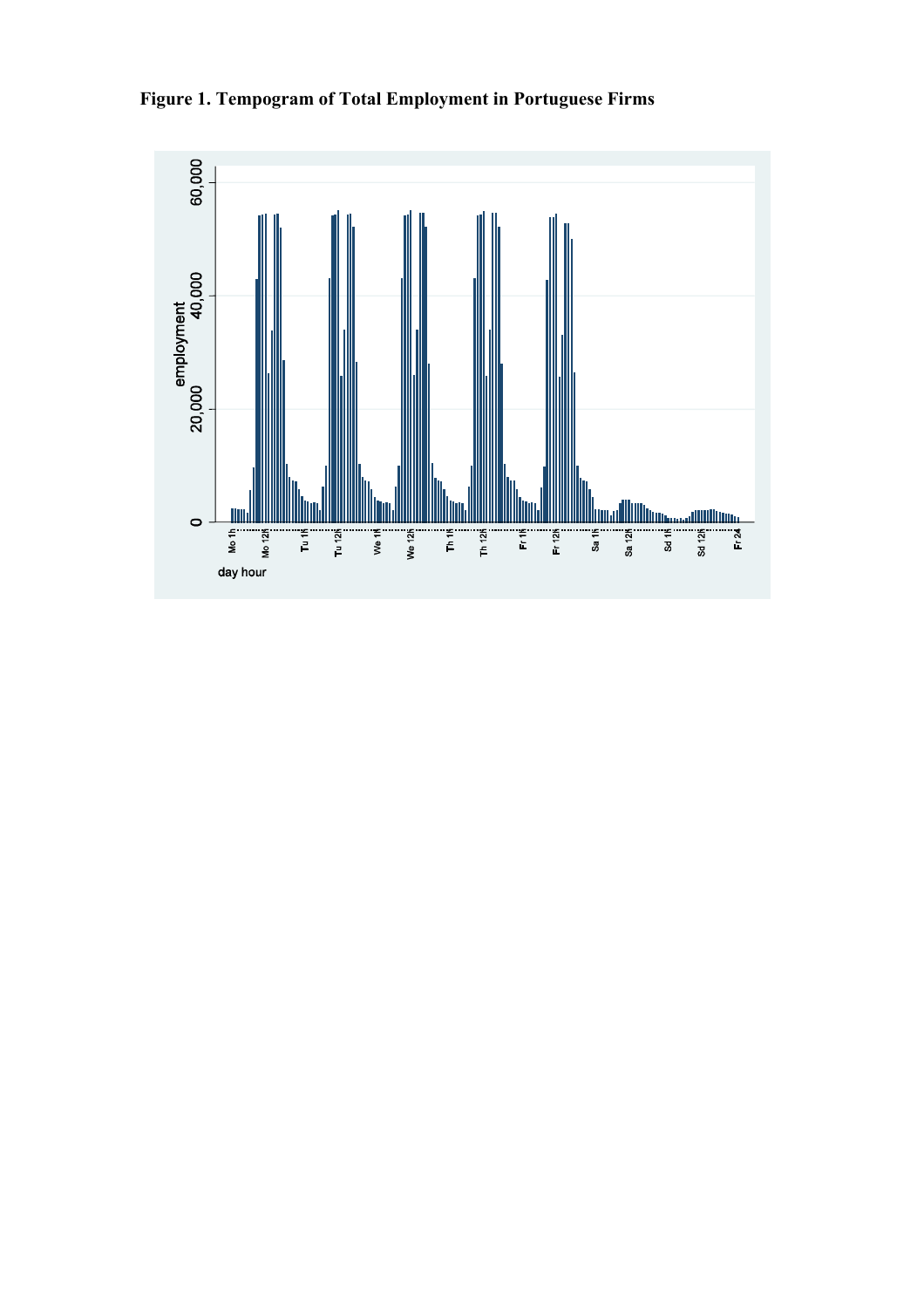**Figure 1. Tempogram of Total Employment in Portuguese Firms**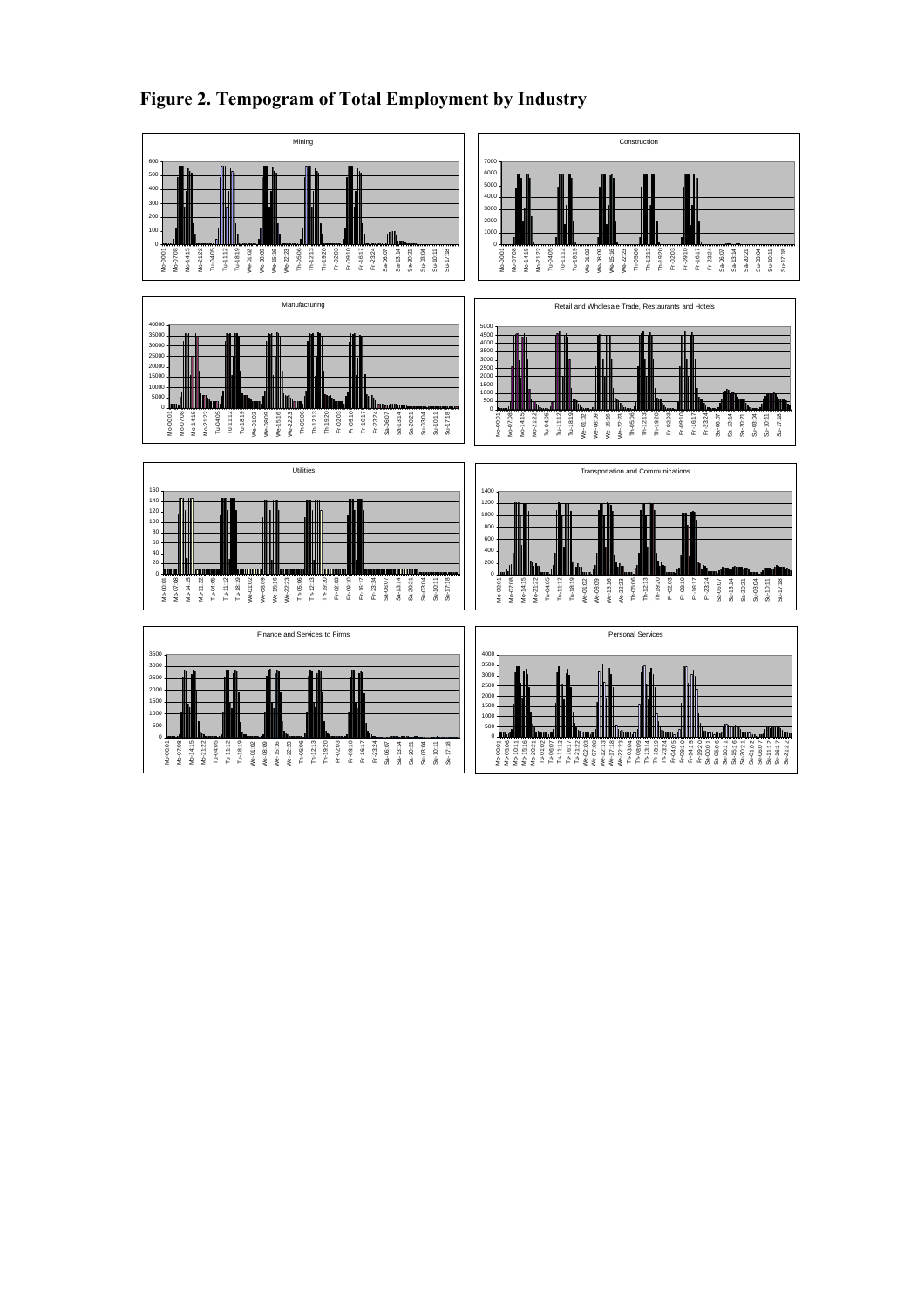# Figure 2. Tempogram of Total Employment by Industry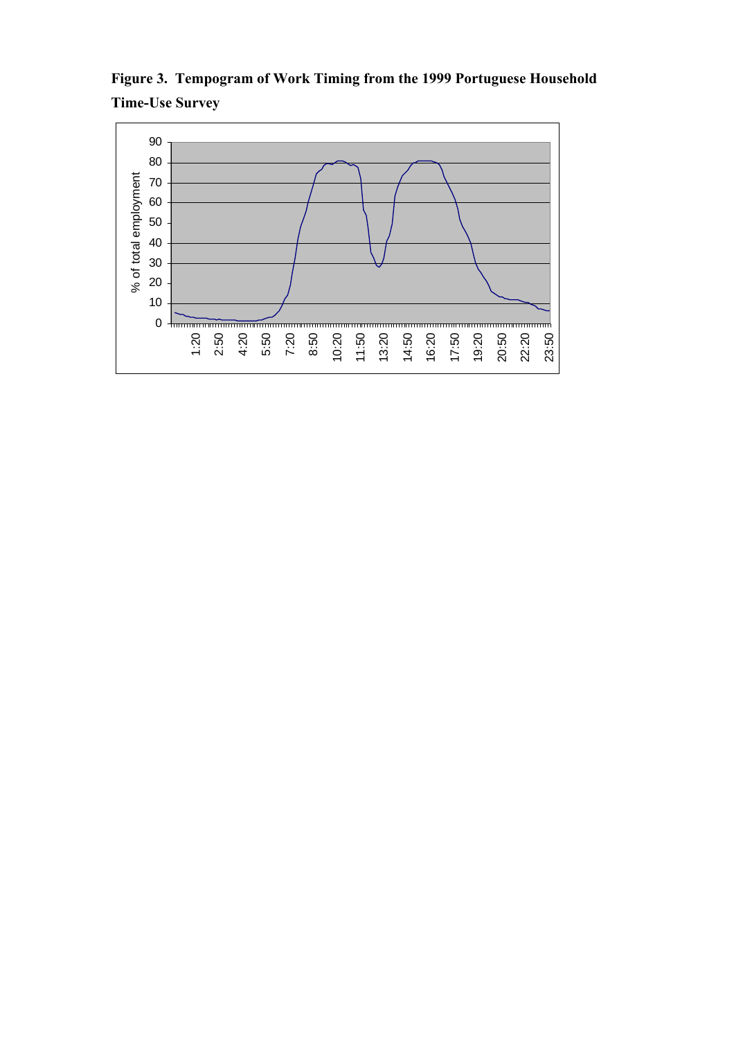**Figure 3. Tempogram of Work Timing from the 1999 Portuguese Household Time-Use Survey**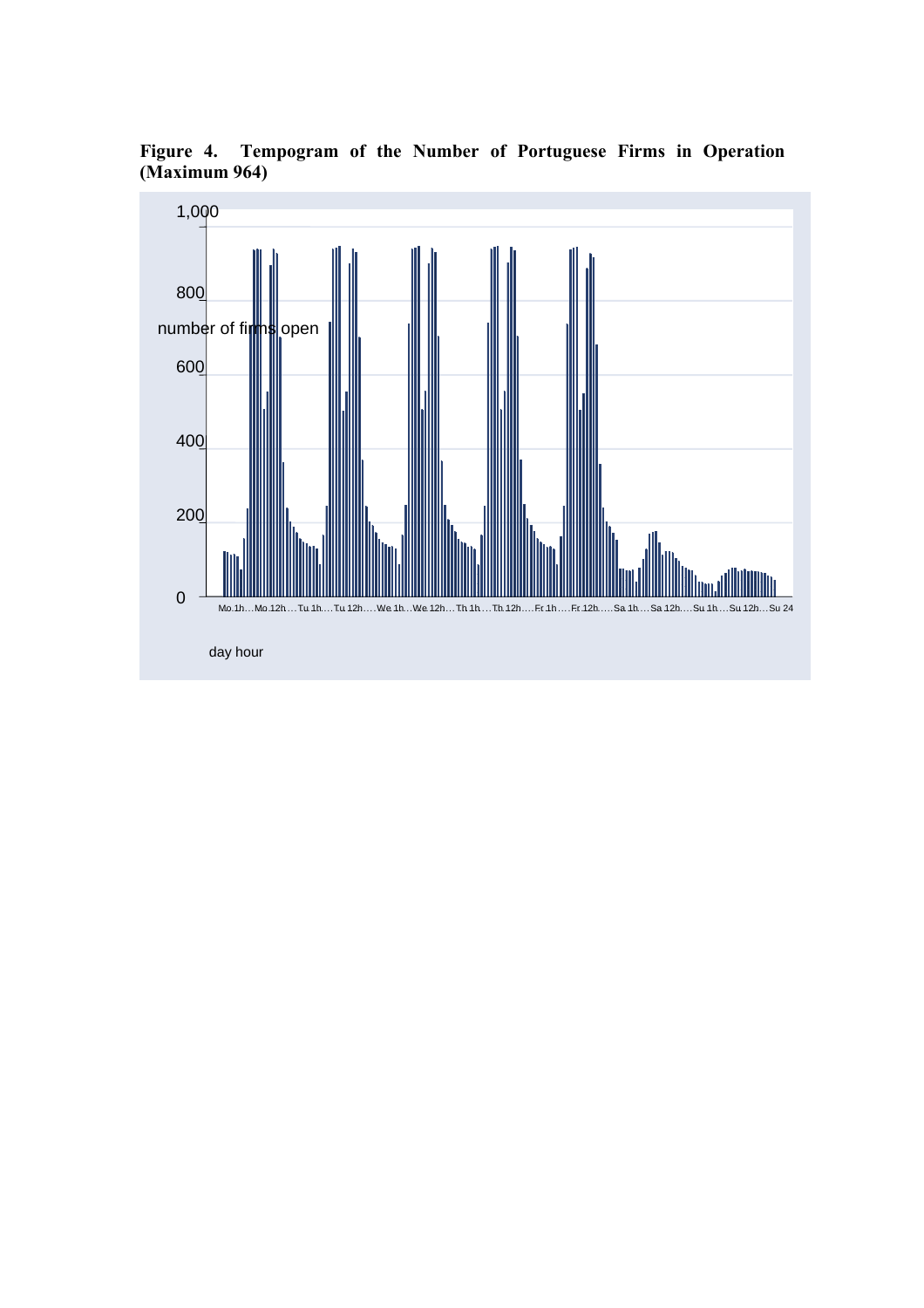**Figure 4. Tempogram of the Number of Portuguese Firms in Operation (Maximum 964)**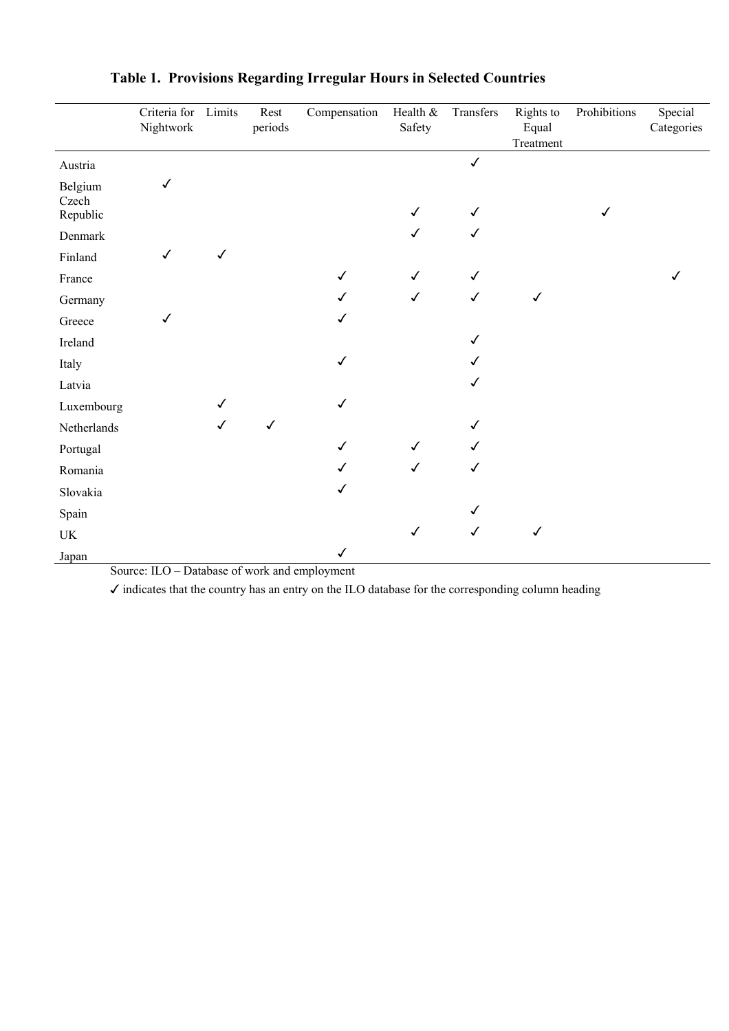**Table 1. Provisions Regarding Irregular Hours in Selected Countries**

| | Criteria for Nightwork | Limits | Rest periods | Compensation | Health & Safety | Transfers | Rights to Equal Treatment | Prohibitions | Special Categories |
|---|---|---|---|---|---|---|---|---|---|
| Austria | | | | | | ✓ | | | |
| Belgium | ✓ | | | | | | | | |
| Czech Republic | | | | | ✓ | ✓ | | ✓ | |
| Denmark | | | | | ✓ | ✓ | | | |
| Finland | ✓ | ✓ | | | | | | | |
| France | | | | ✓ | ✓ | ✓ | | | ✓ |
| Germany | | | | ✓ | ✓ | ✓ | ✓ | | |
| Greece | ✓ | | | ✓ | | | | | |
| Ireland | | | | | | ✓ | | | |
| Italy | | | | ✓ | | ✓ | | | |
| Latvia | | | | | | ✓ | | | |
| Luxembourg | | ✓ | | ✓ | | | | | |
| Netherlands | | ✓ | ✓ | | | ✓ | | | |
| Portugal | | | | ✓ | ✓ | ✓ | | | |
| Romania | | | | ✓ | ✓ | ✓ | | | |
| Slovakia | | | | ✓ | | | | | |
| Spain | | | | | | ✓ | | | |
| UK | | | | | ✓ | ✓ | ✓ | | |
| Japan | | | | ✓ | | | | | |

Source: ILO – Database of work and employment

✓ indicates that the country has an entry on the ILO database for the corresponding column heading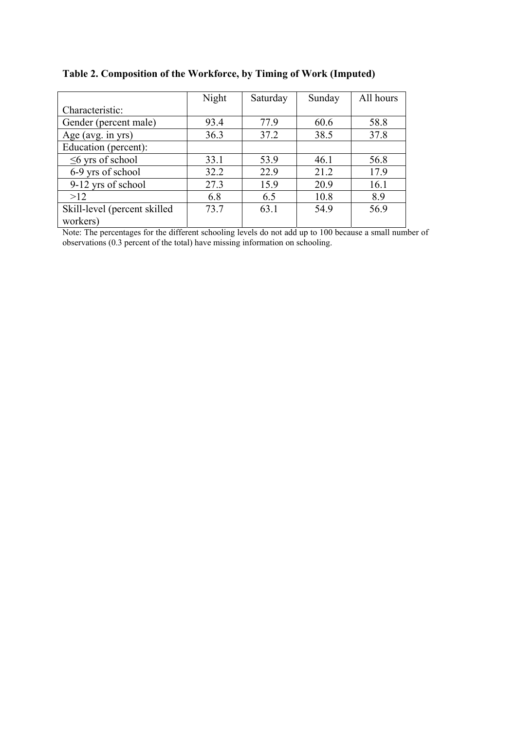**Table 2. Composition of the Workforce, by Timing of Work (Imputed)**

| Characteristic: | Night | Saturday | Sunday | All hours |
|---|---|---|---|---|
| Gender (percent male) | 93.4 | 77.9 | 60.6 | 58.8 |
| Age (avg. in yrs) | 36.3 | 37.2 | 38.5 | 37.8 |
| Education (percent): | | | | |
| ≤6 yrs of school | 33.1 | 53.9 | 46.1 | 56.8 |
| 6-9 yrs of school | 32.2 | 22.9 | 21.2 | 17.9 |
| 9-12 yrs of school | 27.3 | 15.9 | 20.9 | 16.1 |
| >12 | 6.8 | 6.5 | 10.8 | 8.9 |
| Skill-level (percent skilled workers) | 73.7 | 63.1 | 54.9 | 56.9 |

Note: The percentages for the different schooling levels do not add up to 100 because a small number of observations (0.3 percent of the total) have missing information on schooling.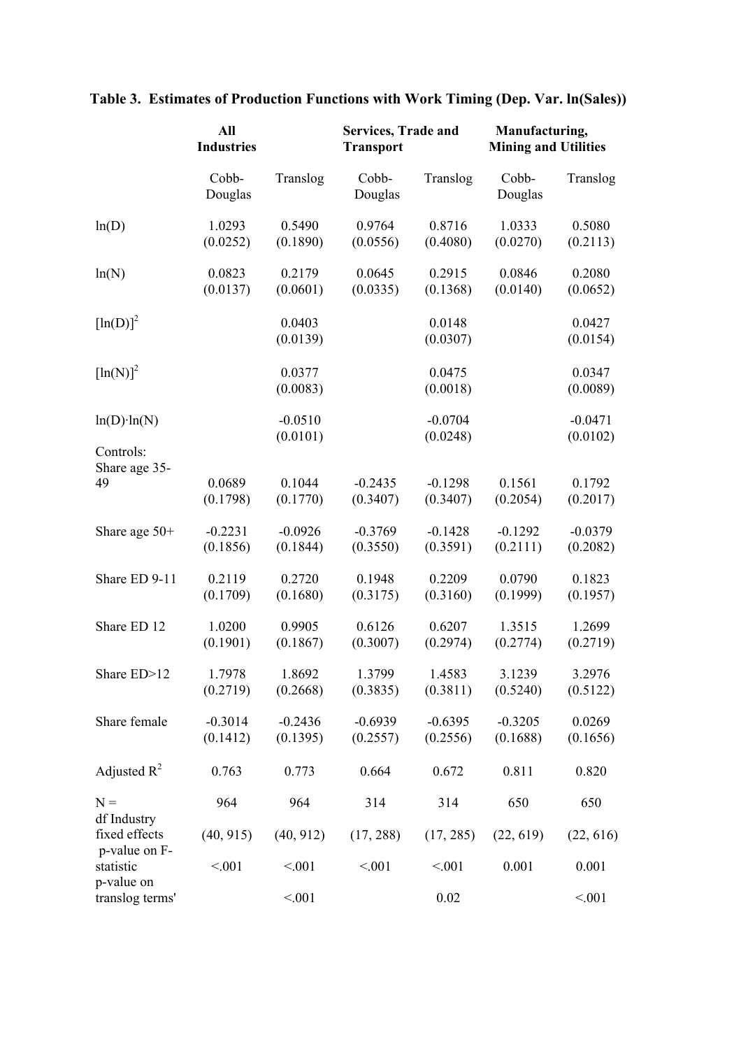**Table 3. Estimates of Production Functions with Work Timing (Dep. Var. ln(Sales))**

| | **All Industries** | | **Services, Trade and Transport** | | **Manufacturing, Mining and Utilities** | |
|---|---|---|---|---|---|---|
| | Cobb-Douglas | Translog | Cobb-Douglas | Translog | Cobb-Douglas | Translog |
| ln(D) | 1.0293 | 0.5490 | 0.9764 | 0.8716 | 1.0333 | 0.5080 |
| | (0.0252) | (0.1890) | (0.0556) | (0.4080) | (0.0270) | (0.2113) |
| ln(N) | 0.0823 | 0.2179 | 0.0645 | 0.2915 | 0.0846 | 0.2080 |
| | (0.0137) | (0.0601) | (0.0335) | (0.1368) | (0.0140) | (0.0652) |
| $[\ln(D)]^2$ | | 0.0403 | | 0.0148 | | 0.0427 |
| | | (0.0139) | | (0.0307) | | (0.0154) |
| $[\ln(N)]^2$ | | 0.0377 | | 0.0475 | | 0.0347 |
| | | (0.0083) | | (0.0018) | | (0.0089) |
| ln(D)·ln(N) | | -0.0510 | | -0.0704 | | -0.0471 |
| | | (0.0101) | | (0.0248) | | (0.0102) |
| Controls: | | | | | | |
| Share age 35-49 | 0.0689 | 0.1044 | -0.2435 | -0.1298 | 0.1561 | 0.1792 |
| | (0.1798) | (0.1770) | (0.3407) | (0.3407) | (0.2054) | (0.2017) |
| Share age 50+ | -0.2231 | -0.0926 | -0.3769 | -0.1428 | -0.1292 | -0.0379 |
| | (0.1856) | (0.1844) | (0.3550) | (0.3591) | (0.2111) | (0.2082) |
| Share ED 9-11 | 0.2119 | 0.2720 | 0.1948 | 0.2209 | 0.0790 | 0.1823 |
| | (0.1709) | (0.1680) | (0.3175) | (0.3160) | (0.1999) | (0.1957) |
| Share ED 12 | 1.0200 | 0.9905 | 0.6126 | 0.6207 | 1.3515 | 1.2699 |
| | (0.1901) | (0.1867) | (0.3007) | (0.2974) | (0.2774) | (0.2719) |
| Share ED>12 | 1.7978 | 1.8692 | 1.3799 | 1.4583 | 3.1239 | 3.2976 |
| | (0.2719) | (0.2668) | (0.3835) | (0.3811) | (0.5240) | (0.5122) |
| Share female | -0.3014 | -0.2436 | -0.6939 | -0.6395 | -0.3205 | 0.0269 |
| | (0.1412) | (0.1395) | (0.2557) | (0.2556) | (0.1688) | (0.1656) |
| Adjusted $R^2$ | 0.763 | 0.773 | 0.664 | 0.672 | 0.811 | 0.820 |
| N = | 964 | 964 | 314 | 314 | 650 | 650 |
| df Industry fixed effects | (40, 915) | (40, 912) | (17, 288) | (17, 285) | (22, 619) | (22, 616) |
| p-value on F-statistic | <.001 | <.001 | <.001 | <.001 | 0.001 | 0.001 |
| p-value on translog terms' | | <.001 | | 0.02 | | <.001 |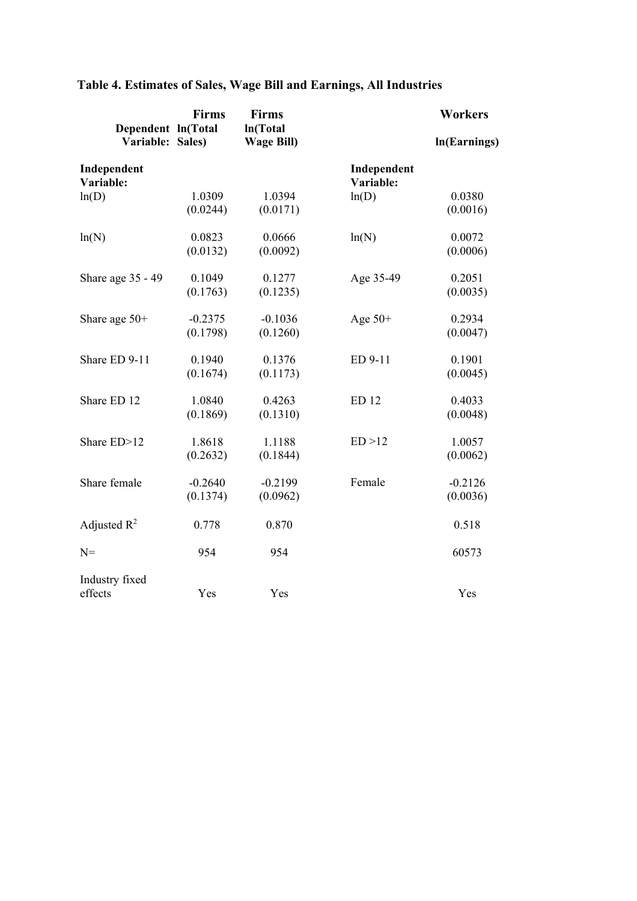**Table 4. Estimates of Sales, Wage Bill and Earnings, All Industries**

| | Firms | Firms | | Workers |
|---|---|---|---|---|
| Dependent Variable: | ln(Total Sales) | ln(Total Wage Bill) | | ln(Earnings) |
| **Independent Variable:** | | | **Independent Variable:** | |
| ln(D) | 1.0309 | 1.0394 | ln(D) | 0.0380 |
| | (0.0244) | (0.0171) | | (0.0016) |
| ln(N) | 0.0823 | 0.0666 | ln(N) | 0.0072 |
| | (0.0132) | (0.0092) | | (0.0006) |
| Share age 35 - 49 | 0.1049 | 0.1277 | Age 35-49 | 0.2051 |
| | (0.1763) | (0.1235) | | (0.0035) |
| Share age 50+ | -0.2375 | -0.1036 | Age 50+ | 0.2934 |
| | (0.1798) | (0.1260) | | (0.0047) |
| Share ED 9-11 | 0.1940 | 0.1376 | ED 9-11 | 0.1901 |
| | (0.1674) | (0.1173) | | (0.0045) |
| Share ED 12 | 1.0840 | 0.4263 | ED 12 | 0.4033 |
| | (0.1869) | (0.1310) | | (0.0048) |
| Share ED>12 | 1.8618 | 1.1188 | ED >12 | 1.0057 |
| | (0.2632) | (0.1844) | | (0.0062) |
| Share female | -0.2640 | -0.2199 | Female | -0.2126 |
| | (0.1374) | (0.0962) | | (0.0036) |
| Adjusted $R^2$ | 0.778 | 0.870 | | 0.518 |
| N= | 954 | 954 | | 60573 |
| Industry fixed effects | Yes | Yes | | Yes |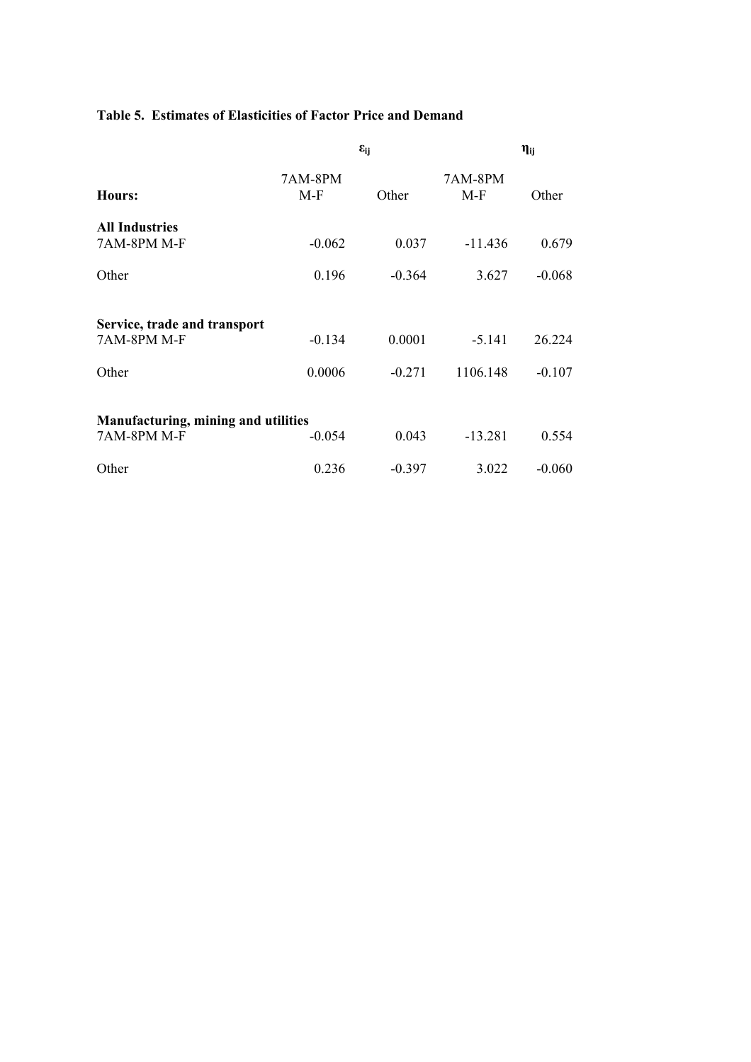**Table 5. Estimates of Elasticities of Factor Price and Demand**

| | $\varepsilon_{ij}$ | | $\eta_{ij}$ | |
|---|---|---|---|---|
| **Hours:** | 7AM-8PM M-F | Other | 7AM-8PM M-F | Other |
| **All Industries** | | | | |
| 7AM-8PM M-F | -0.062 | 0.037 | -11.436 | 0.679 |
| Other | 0.196 | -0.364 | 3.627 | -0.068 |
| **Service, trade and transport** | | | | |
| 7AM-8PM M-F | -0.134 | 0.0001 | -5.141 | 26.224 |
| Other | 0.0006 | -0.271 | 1106.148 | -0.107 |
| **Manufacturing, mining and utilities** | | | | |
| 7AM-8PM M-F | -0.054 | 0.043 | -13.281 | 0.554 |
| Other | 0.236 | -0.397 | 3.022 | -0.060 |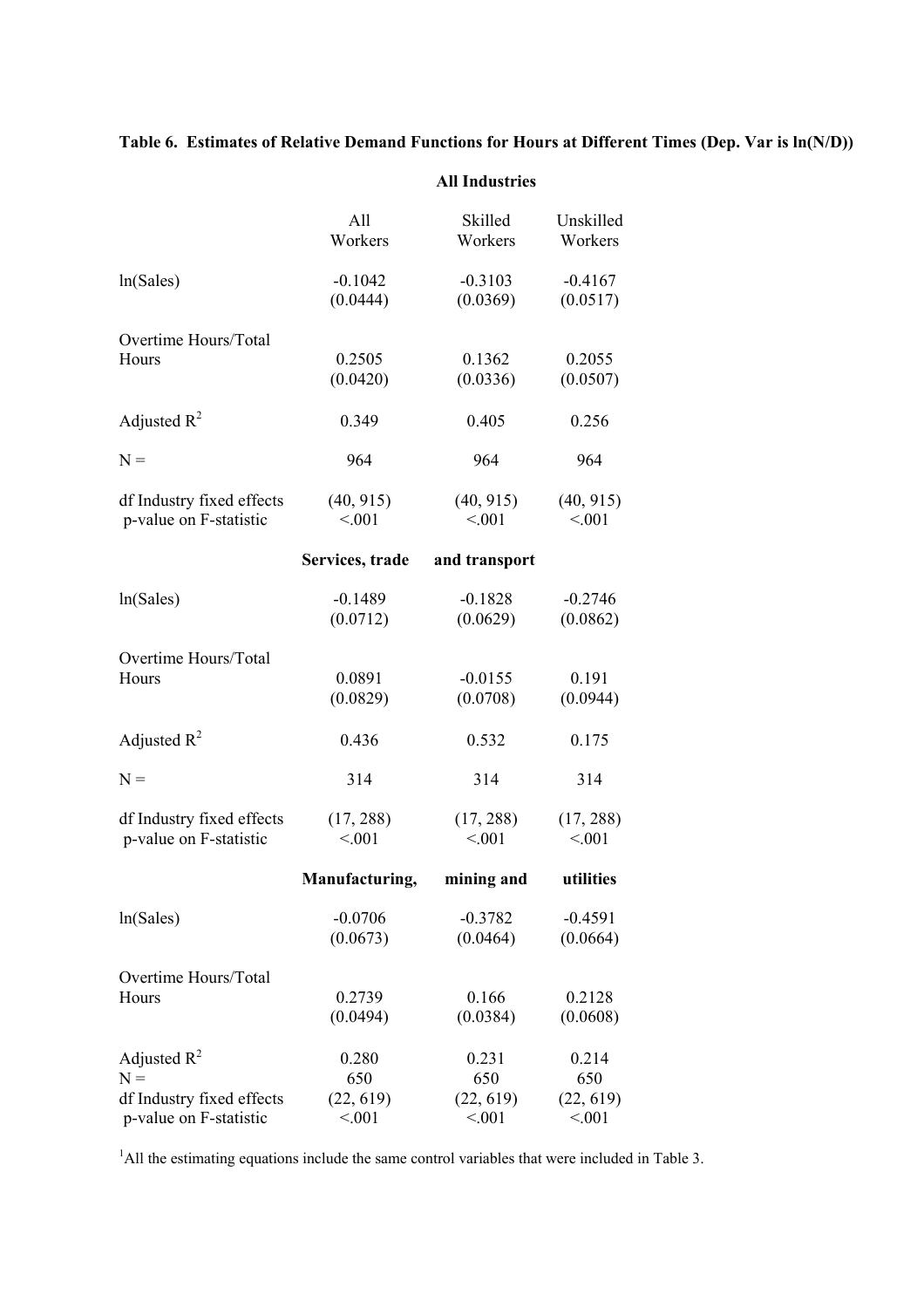**Table 6. Estimates of Relative Demand Functions for Hours at Different Times (Dep. Var is ln(N/D))**

| | All Workers | Skilled Workers | Unskilled Workers |
|---|---|---|---|
| **All Industries** | | | |
| ln(Sales) | -0.1042 | -0.3103 | -0.4167 |
| | (0.0444) | (0.0369) | (0.0517) |
| Overtime Hours/Total Hours | 0.2505 | 0.1362 | 0.2055 |
| | (0.0420) | (0.0336) | (0.0507) |
| Adjusted $R^2$ | 0.349 | 0.405 | 0.256 |
| N = | 964 | 964 | 964 |
| df Industry fixed effects | (40, 915) | (40, 915) | (40, 915) |
| p-value on F-statistic | <.001 | <.001 | <.001 |
| **Services, trade and transport** | | | |
| ln(Sales) | -0.1489 | -0.1828 | -0.2746 |
| | (0.0712) | (0.0629) | (0.0862) |
| Overtime Hours/Total Hours | 0.0891 | -0.0155 | 0.191 |
| | (0.0829) | (0.0708) | (0.0944) |
| Adjusted $R^2$ | 0.436 | 0.532 | 0.175 |
| N = | 314 | 314 | 314 |
| df Industry fixed effects | (17, 288) | (17, 288) | (17, 288) |
| p-value on F-statistic | <.001 | <.001 | <.001 |
| **Manufacturing, mining and utilities** | | | |
| ln(Sales) | -0.0706 | -0.3782 | -0.4591 |
| | (0.0673) | (0.0464) | (0.0664) |
| Overtime Hours/Total Hours | 0.2739 | 0.166 | 0.2128 |
| | (0.0494) | (0.0384) | (0.0608) |
| Adjusted $R^2$ | 0.280 | 0.231 | 0.214 |
| N = | 650 | 650 | 650 |
| df Industry fixed effects | (22, 619) | (22, 619) | (22, 619) |
| p-value on F-statistic | <.001 | <.001 | <.001 |

[1]All the estimating equations include the same control variables that were included in Table 3.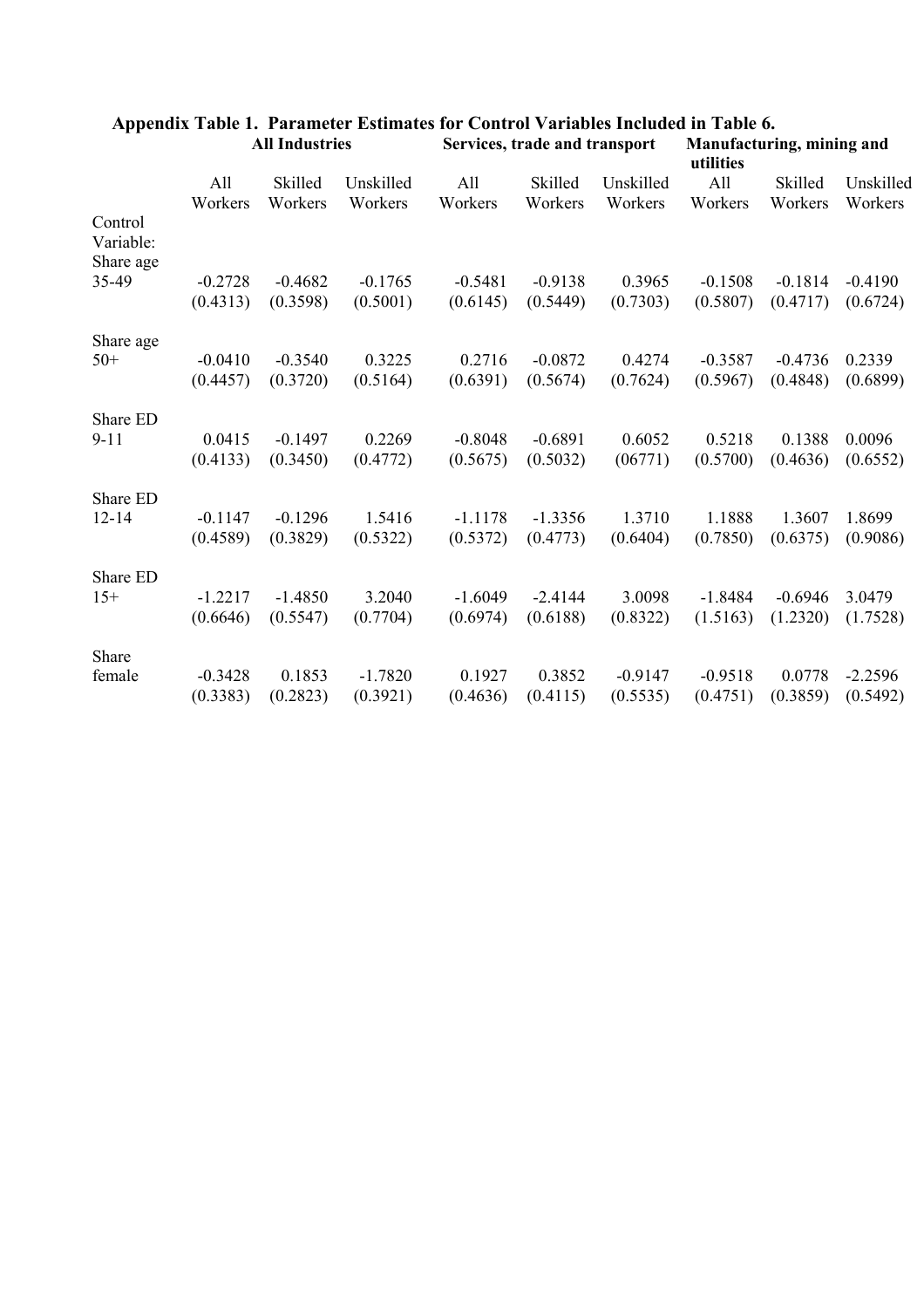**Appendix Table 1. Parameter Estimates for Control Variables Included in Table 6.**

| | All Industries | | | Services, trade and transport | | | Manufacturing, mining and utilities | | |
|---|---|---|---|---|---|---|---|---|---|
| Control Variable: | All Workers | Skilled Workers | Unskilled Workers | All Workers | Skilled Workers | Unskilled Workers | All Workers | Skilled Workers | Unskilled Workers |
| Share age 35-49 | -0.2728 | -0.4682 | -0.1765 | -0.5481 | -0.9138 | 0.3965 | -0.1508 | -0.1814 | -0.4190 |
| | (0.4313) | (0.3598) | (0.5001) | (0.6145) | (0.5449) | (0.7303) | (0.5807) | (0.4717) | (0.6724) |
| Share age 50+ | -0.0410 | -0.3540 | 0.3225 | 0.2716 | -0.0872 | 0.4274 | -0.3587 | -0.4736 | 0.2339 |
| | (0.4457) | (0.3720) | (0.5164) | (0.6391) | (0.5674) | (0.7624) | (0.5967) | (0.4848) | (0.6899) |
| Share ED 9-11 | 0.0415 | -0.1497 | 0.2269 | -0.8048 | -0.6891 | 0.6052 | 0.5218 | 0.1388 | 0.0096 |
| | (0.4133) | (0.3450) | (0.4772) | (0.5675) | (0.5032) | (06771) | (0.5700) | (0.4636) | (0.6552) |
| Share ED 12-14 | -0.1147 | -0.1296 | 1.5416 | -1.1178 | -1.3356 | 1.3710 | 1.1888 | 1.3607 | 1.8699 |
| | (0.4589) | (0.3829) | (0.5322) | (0.5372) | (0.4773) | (0.6404) | (0.7850) | (0.6375) | (0.9086) |
| Share ED 15+ | -1.2217 | -1.4850 | 3.2040 | -1.6049 | -2.4144 | 3.0098 | -1.8484 | -0.6946 | 3.0479 |
| | (0.6646) | (0.5547) | (0.7704) | (0.6974) | (0.6188) | (0.8322) | (1.5163) | (1.2320) | (1.7528) |
| Share female | -0.3428 | 0.1853 | -1.7820 | 0.1927 | 0.3852 | -0.9147 | -0.9518 | 0.0778 | -2.2596 |
| | (0.3383) | (0.2823) | (0.3921) | (0.4636) | (0.4115) | (0.5535) | (0.4751) | (0.3859) | (0.5492) |